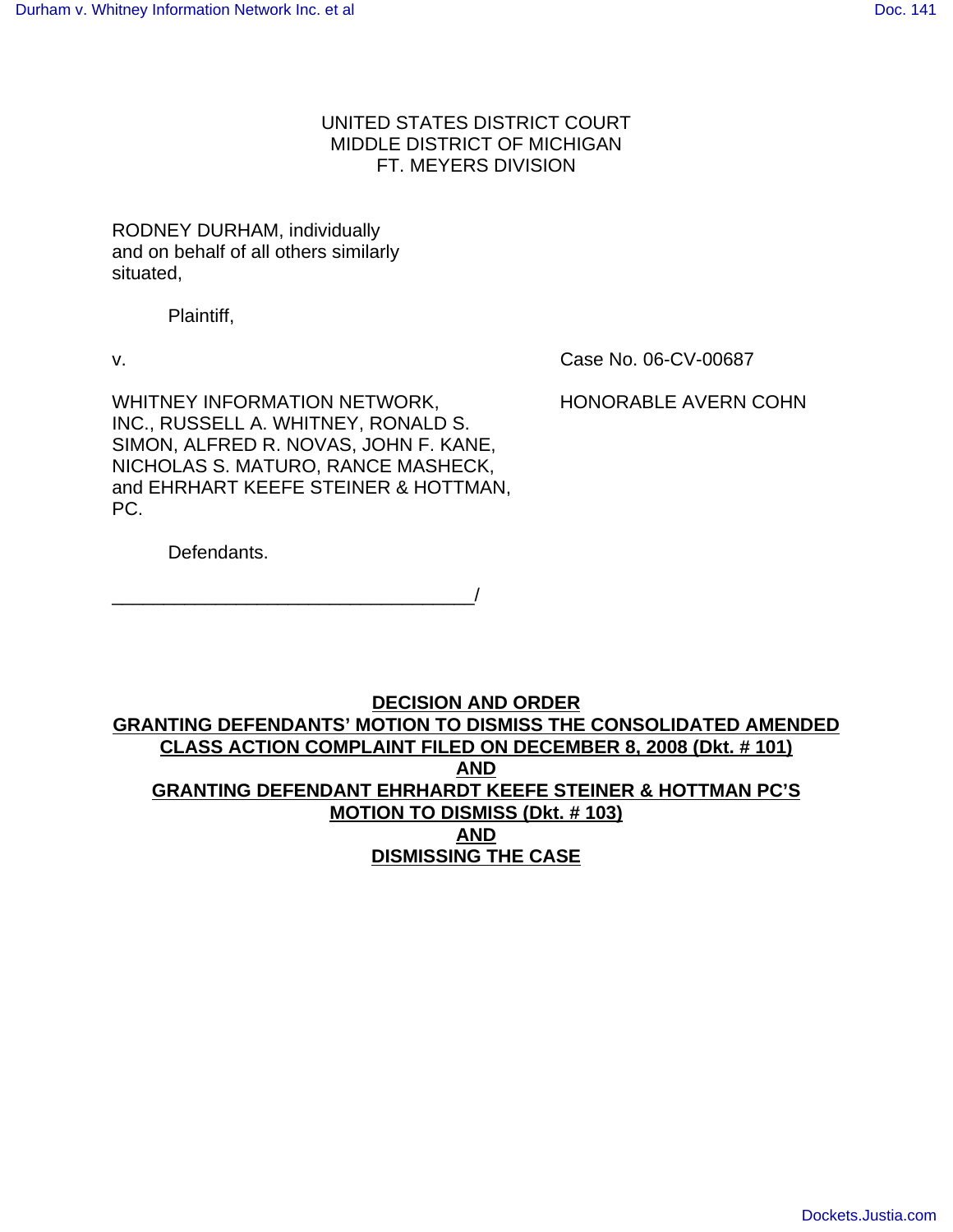UNITED STATES DISTRICT COURT
MIDDLE DISTRICT OF MICHIGAN
FT. MEYERS DIVISION

RODNEY DURHAM, individually and on behalf of all others similarly situated,

Plaintiff,

v.

Case No. 06-CV-00687

WHITNEY INFORMATION NETWORK, INC., RUSSELL A. WHITNEY, RONALD S. SIMON, ALFRED R. NOVAS, JOHN F. KANE, NICHOLAS S. MATURO, RANCE MASHECK, and EHRHART KEEFE STEINER & HOTTMAN, PC.

HONORABLE AVERN COHN

Defendants.

___________________________________/

**DECISION AND ORDER**
**GRANTING DEFENDANTS' MOTION TO DISMISS THE CONSOLIDATED AMENDED CLASS ACTION COMPLAINT FILED ON DECEMBER 8, 2008 (Dkt. # 101)**
**AND**
**GRANTING DEFENDANT EHRHARDT KEEFE STEINER & HOTTMAN PC'S MOTION TO DISMISS (Dkt. # 103)**
**AND**
**DISMISSING THE CASE**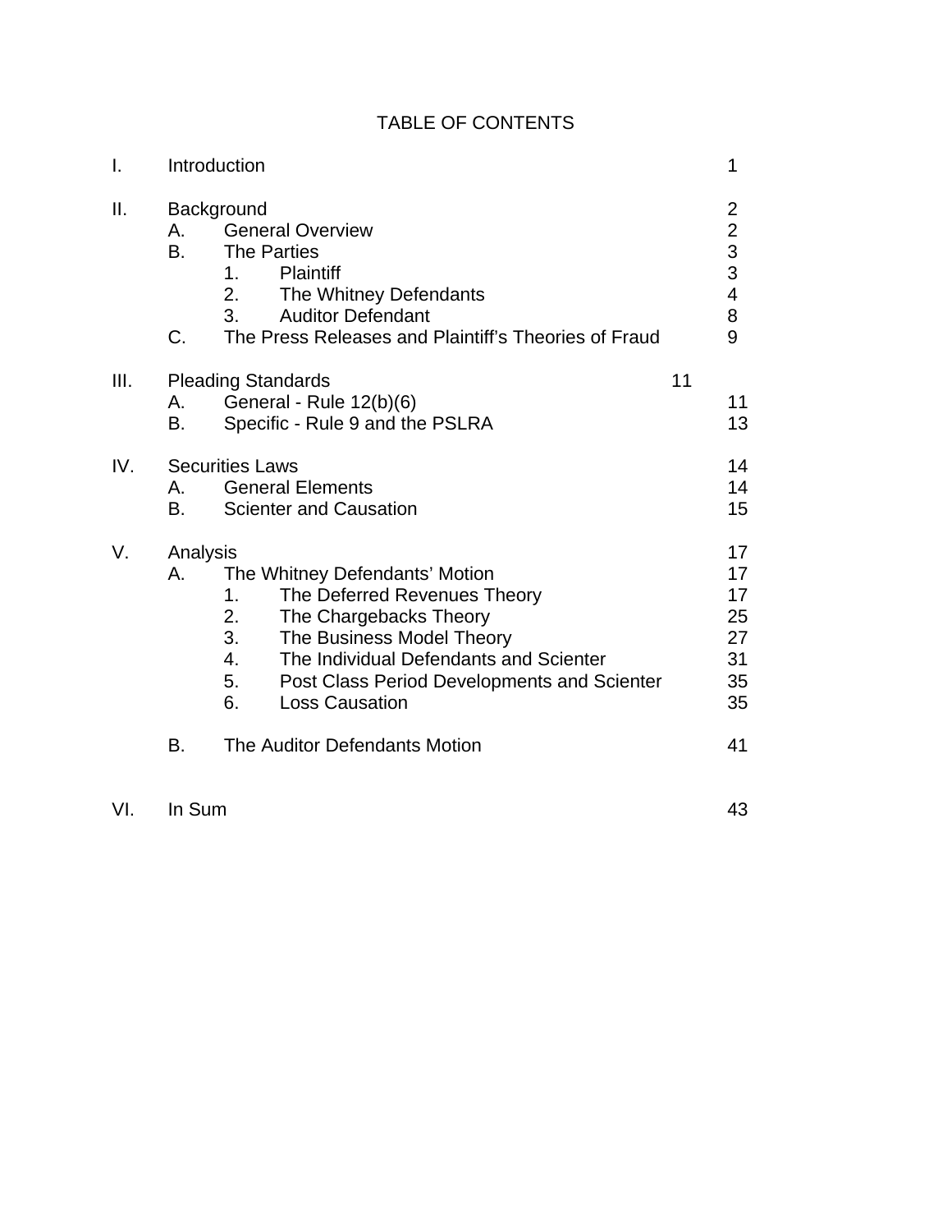# TABLE OF CONTENTS

| | | | | |
|---|---|---|---|---|
| I. | Introduction | | | 1 |
| II. | Background | | | 2 |
| | A. | General Overview | | 2 |
| | B. | The Parties | | 3 |
| | | 1. | Plaintiff | 3 |
| | | 2. | The Whitney Defendants | 4 |
| | | 3. | Auditor Defendant | 8 |
| | C. | The Press Releases and Plaintiff's Theories of Fraud | | 9 |
| III. | Pleading Standards | | | 11 |
| | A. | General - Rule 12(b)(6) | | 11 |
| | B. | Specific - Rule 9 and the PSLRA | | 13 |
| IV. | Securities Laws | | | 14 |
| | A. | General Elements | | 14 |
| | B. | Scienter and Causation | | 15 |
| V. | Analysis | | | 17 |
| | A. | The Whitney Defendants' Motion | | 17 |
| | | 1. | The Deferred Revenues Theory | 17 |
| | | 2. | The Chargebacks Theory | 25 |
| | | 3. | The Business Model Theory | 27 |
| | | 4. | The Individual Defendants and Scienter | 31 |
| | | 5. | Post Class Period Developments and Scienter | 35 |
| | | 6. | Loss Causation | 35 |
| | B. | The Auditor Defendants Motion | | 41 |
| VI. | In Sum | | | 43 |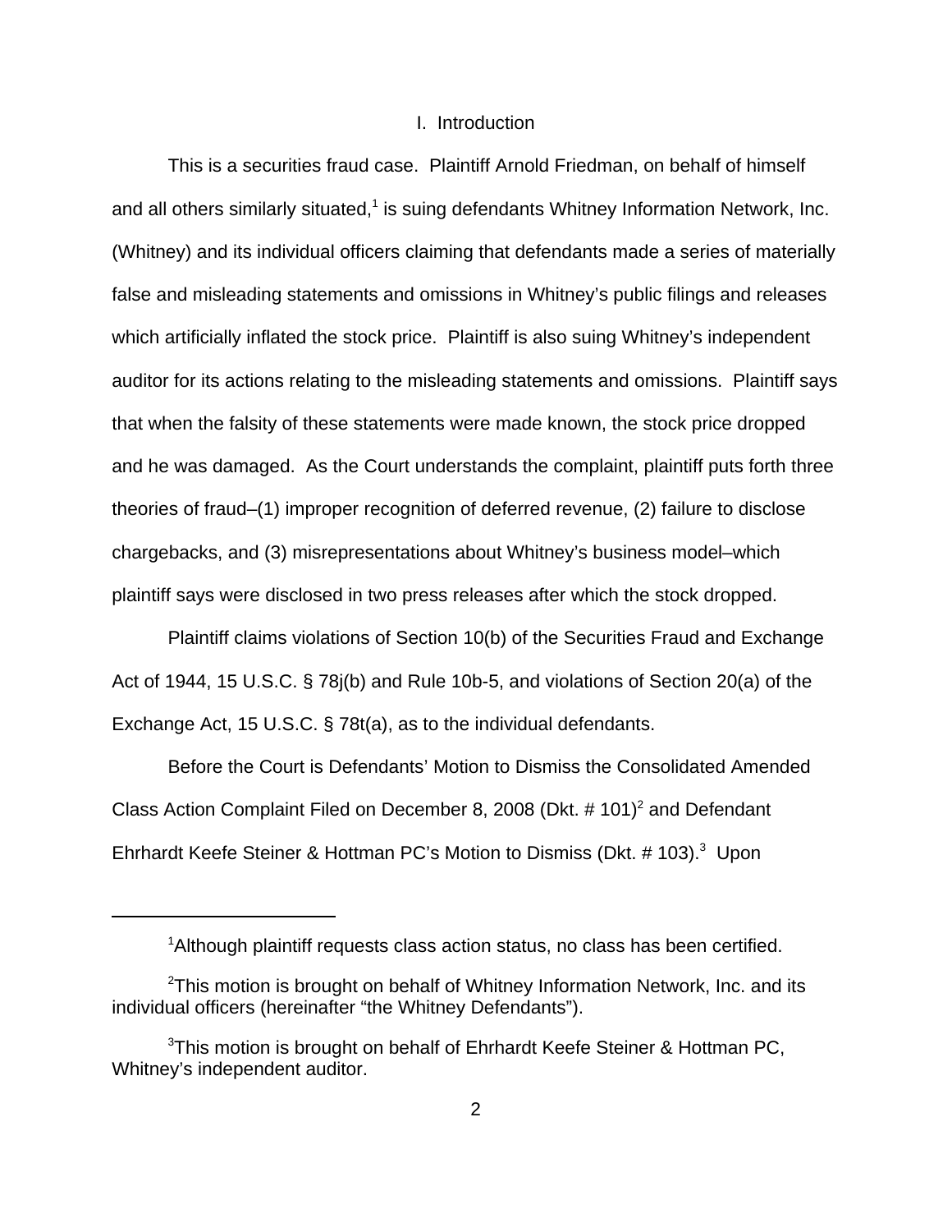## I. Introduction

This is a securities fraud case. Plaintiff Arnold Friedman, on behalf of himself and all others similarly situated,[1] is suing defendants Whitney Information Network, Inc. (Whitney) and its individual officers claiming that defendants made a series of materially false and misleading statements and omissions in Whitney's public filings and releases which artificially inflated the stock price. Plaintiff is also suing Whitney's independent auditor for its actions relating to the misleading statements and omissions. Plaintiff says that when the falsity of these statements were made known, the stock price dropped and he was damaged. As the Court understands the complaint, plaintiff puts forth three theories of fraud–(1) improper recognition of deferred revenue, (2) failure to disclose chargebacks, and (3) misrepresentations about Whitney's business model–which plaintiff says were disclosed in two press releases after which the stock dropped.

Plaintiff claims violations of Section 10(b) of the Securities Fraud and Exchange Act of 1944, 15 U.S.C. § 78j(b) and Rule 10b-5, and violations of Section 20(a) of the Exchange Act, 15 U.S.C. § 78t(a), as to the individual defendants.

Before the Court is Defendants' Motion to Dismiss the Consolidated Amended Class Action Complaint Filed on December 8, 2008 (Dkt. # 101)[2] and Defendant Ehrhardt Keefe Steiner & Hottman PC's Motion to Dismiss (Dkt. # 103).[3] Upon

---

[1]Although plaintiff requests class action status, no class has been certified.

[2]This motion is brought on behalf of Whitney Information Network, Inc. and its individual officers (hereinafter "the Whitney Defendants").

[3]This motion is brought on behalf of Ehrhardt Keefe Steiner & Hottman PC, Whitney's independent auditor.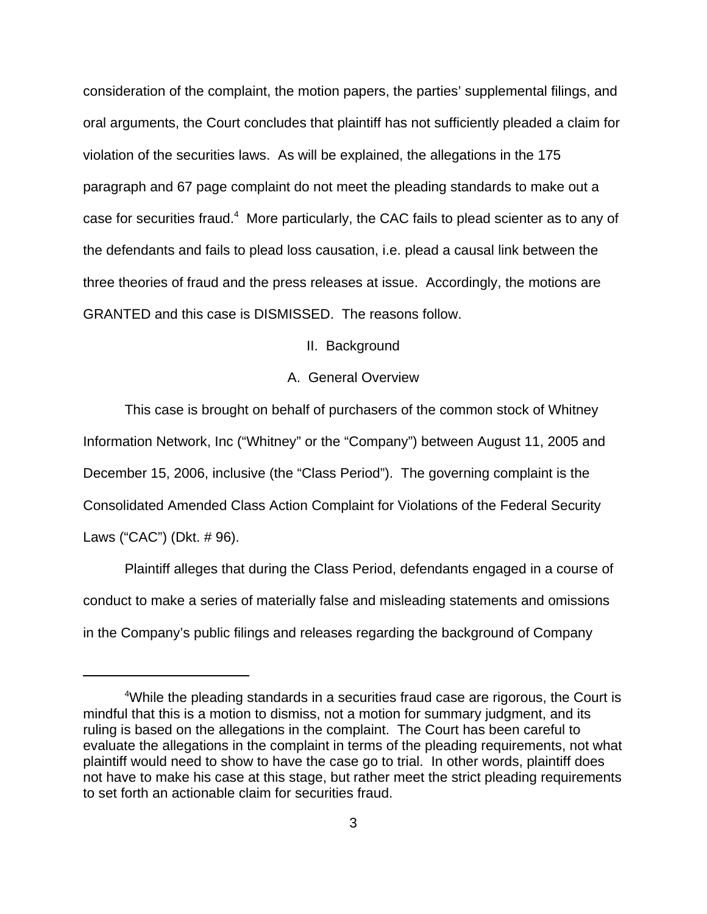consideration of the complaint, the motion papers, the parties' supplemental filings, and oral arguments, the Court concludes that plaintiff has not sufficiently pleaded a claim for violation of the securities laws. As will be explained, the allegations in the 175 paragraph and 67 page complaint do not meet the pleading standards to make out a case for securities fraud.[4] More particularly, the CAC fails to plead scienter as to any of the defendants and fails to plead loss causation, i.e. plead a causal link between the three theories of fraud and the press releases at issue. Accordingly, the motions are GRANTED and this case is DISMISSED. The reasons follow.

## II. Background

### A. General Overview

This case is brought on behalf of purchasers of the common stock of Whitney Information Network, Inc ("Whitney" or the "Company") between August 11, 2005 and December 15, 2006, inclusive (the "Class Period"). The governing complaint is the Consolidated Amended Class Action Complaint for Violations of the Federal Security Laws ("CAC") (Dkt. # 96).

Plaintiff alleges that during the Class Period, defendants engaged in a course of conduct to make a series of materially false and misleading statements and omissions in the Company's public filings and releases regarding the background of Company

---

[4]While the pleading standards in a securities fraud case are rigorous, the Court is mindful that this is a motion to dismiss, not a motion for summary judgment, and its ruling is based on the allegations in the complaint. The Court has been careful to evaluate the allegations in the complaint in terms of the pleading requirements, not what plaintiff would need to show to have the case go to trial. In other words, plaintiff does not have to make his case at this stage, but rather meet the strict pleading requirements to set forth an actionable claim for securities fraud.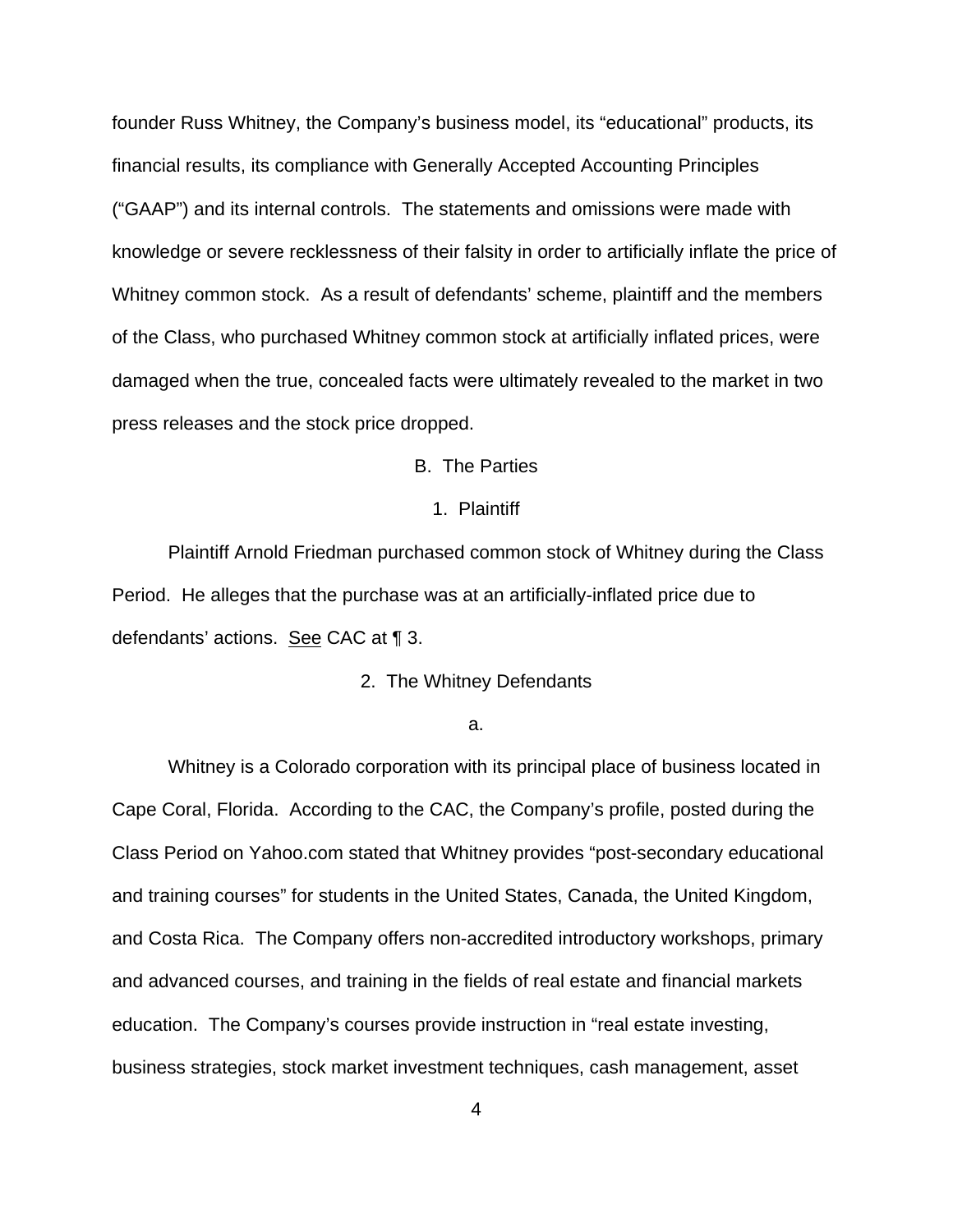founder Russ Whitney, the Company's business model, its "educational" products, its financial results, its compliance with Generally Accepted Accounting Principles ("GAAP") and its internal controls. The statements and omissions were made with knowledge or severe recklessness of their falsity in order to artificially inflate the price of Whitney common stock. As a result of defendants' scheme, plaintiff and the members of the Class, who purchased Whitney common stock at artificially inflated prices, were damaged when the true, concealed facts were ultimately revealed to the market in two press releases and the stock price dropped.

## B. The Parties

### 1. Plaintiff

Plaintiff Arnold Friedman purchased common stock of Whitney during the Class Period. He alleges that the purchase was at an artificially-inflated price due to defendants' actions. See CAC at ¶ 3.

### 2. The Whitney Defendants

#### a.

Whitney is a Colorado corporation with its principal place of business located in Cape Coral, Florida. According to the CAC, the Company's profile, posted during the Class Period on Yahoo.com stated that Whitney provides "post-secondary educational and training courses" for students in the United States, Canada, the United Kingdom, and Costa Rica. The Company offers non-accredited introductory workshops, primary and advanced courses, and training in the fields of real estate and financial markets education. The Company's courses provide instruction in "real estate investing, business strategies, stock market investment techniques, cash management, asset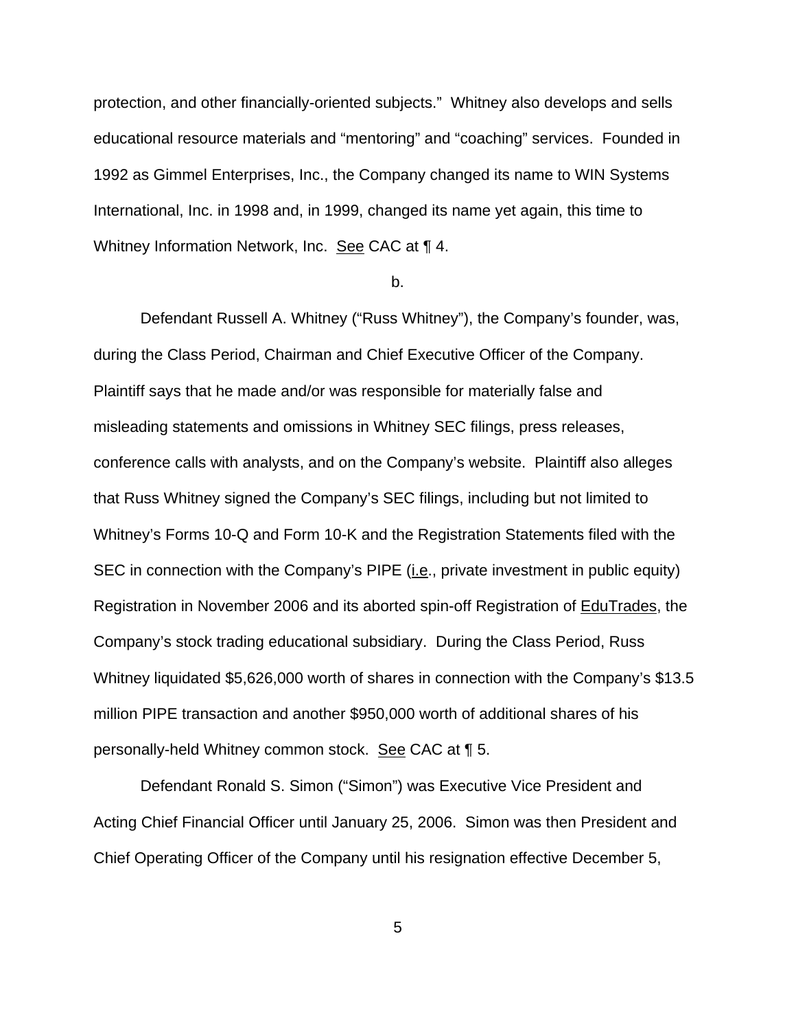protection, and other financially-oriented subjects." Whitney also develops and sells educational resource materials and "mentoring" and "coaching" services. Founded in 1992 as Gimmel Enterprises, Inc., the Company changed its name to WIN Systems International, Inc. in 1998 and, in 1999, changed its name yet again, this time to Whitney Information Network, Inc. See CAC at ¶ 4.

b.

Defendant Russell A. Whitney ("Russ Whitney"), the Company's founder, was, during the Class Period, Chairman and Chief Executive Officer of the Company. Plaintiff says that he made and/or was responsible for materially false and misleading statements and omissions in Whitney SEC filings, press releases, conference calls with analysts, and on the Company's website. Plaintiff also alleges that Russ Whitney signed the Company's SEC filings, including but not limited to Whitney's Forms 10-Q and Form 10-K and the Registration Statements filed with the SEC in connection with the Company's PIPE (i.e., private investment in public equity) Registration in November 2006 and its aborted spin-off Registration of EduTrades, the Company's stock trading educational subsidiary. During the Class Period, Russ Whitney liquidated $5,626,000 worth of shares in connection with the Company's $13.5 million PIPE transaction and another $950,000 worth of additional shares of his personally-held Whitney common stock. See CAC at ¶ 5.

Defendant Ronald S. Simon ("Simon") was Executive Vice President and Acting Chief Financial Officer until January 25, 2006. Simon was then President and Chief Operating Officer of the Company until his resignation effective December 5,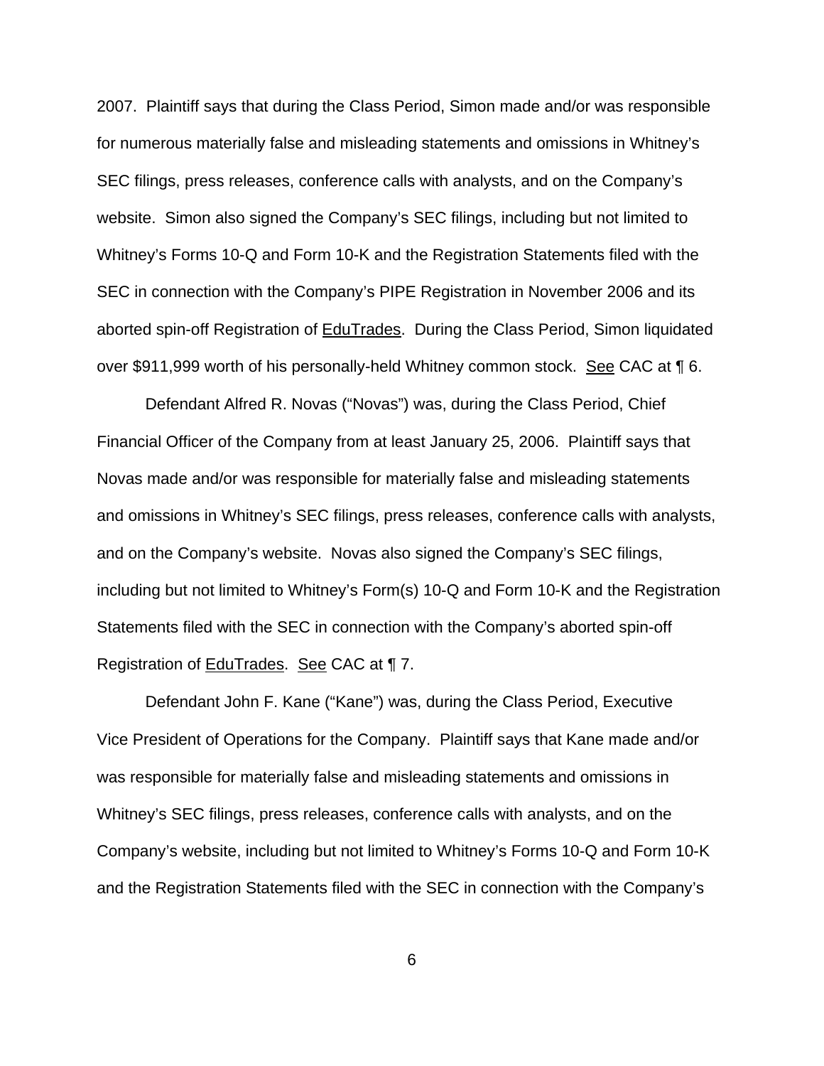2007. Plaintiff says that during the Class Period, Simon made and/or was responsible for numerous materially false and misleading statements and omissions in Whitney's SEC filings, press releases, conference calls with analysts, and on the Company's website. Simon also signed the Company's SEC filings, including but not limited to Whitney's Forms 10-Q and Form 10-K and the Registration Statements filed with the SEC in connection with the Company's PIPE Registration in November 2006 and its aborted spin-off Registration of EduTrades. During the Class Period, Simon liquidated over $911,999 worth of his personally-held Whitney common stock. See CAC at ¶ 6.

Defendant Alfred R. Novas ("Novas") was, during the Class Period, Chief Financial Officer of the Company from at least January 25, 2006. Plaintiff says that Novas made and/or was responsible for materially false and misleading statements and omissions in Whitney's SEC filings, press releases, conference calls with analysts, and on the Company's website. Novas also signed the Company's SEC filings, including but not limited to Whitney's Form(s) 10-Q and Form 10-K and the Registration Statements filed with the SEC in connection with the Company's aborted spin-off Registration of EduTrades. See CAC at ¶ 7.

Defendant John F. Kane ("Kane") was, during the Class Period, Executive Vice President of Operations for the Company. Plaintiff says that Kane made and/or was responsible for materially false and misleading statements and omissions in Whitney's SEC filings, press releases, conference calls with analysts, and on the Company's website, including but not limited to Whitney's Forms 10-Q and Form 10-K and the Registration Statements filed with the SEC in connection with the Company's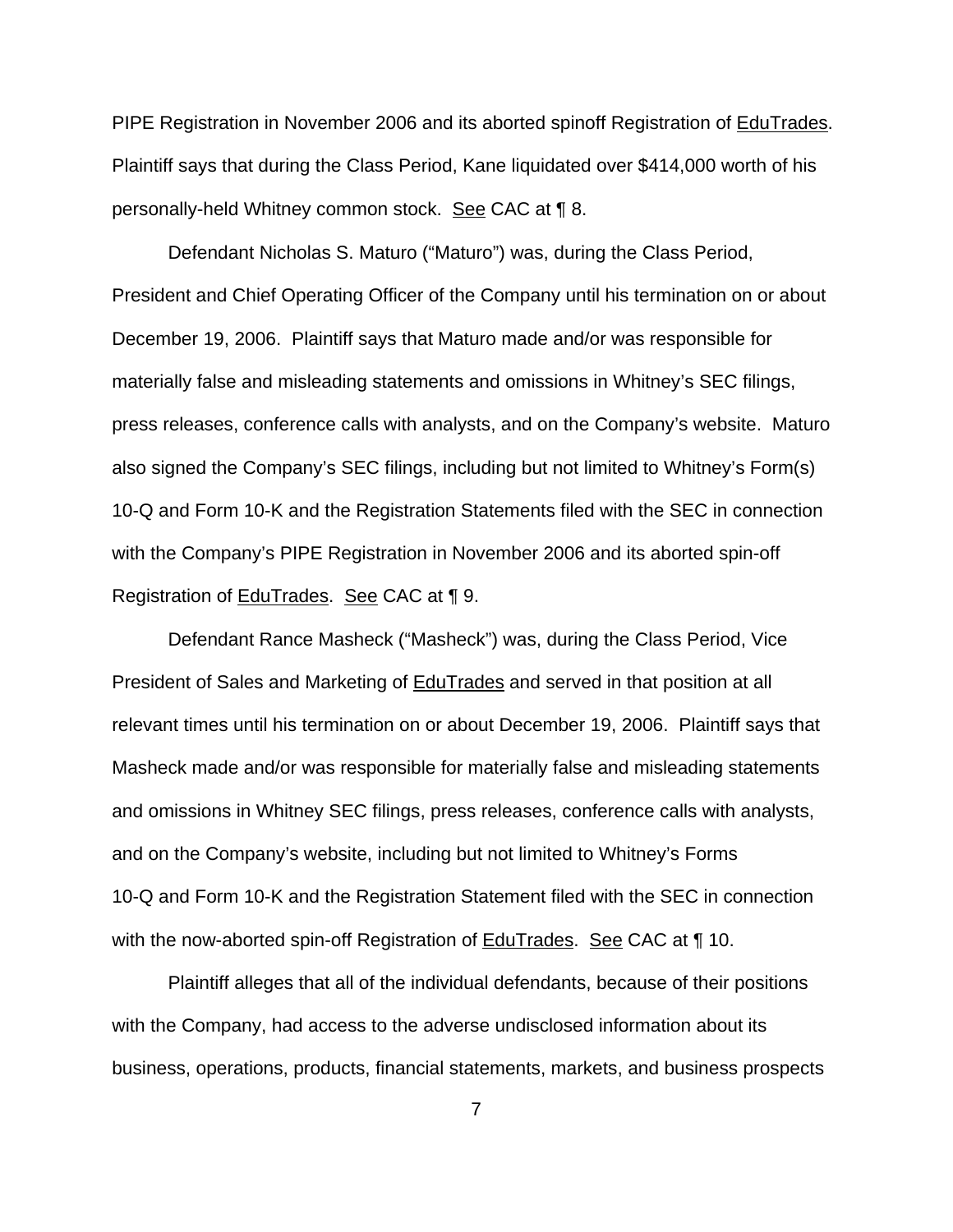PIPE Registration in November 2006 and its aborted spinoff Registration of EduTrades. Plaintiff says that during the Class Period, Kane liquidated over $414,000 worth of his personally-held Whitney common stock. See CAC at ¶ 8.

Defendant Nicholas S. Maturo ("Maturo") was, during the Class Period, President and Chief Operating Officer of the Company until his termination on or about December 19, 2006. Plaintiff says that Maturo made and/or was responsible for materially false and misleading statements and omissions in Whitney's SEC filings, press releases, conference calls with analysts, and on the Company's website. Maturo also signed the Company's SEC filings, including but not limited to Whitney's Form(s) 10-Q and Form 10-K and the Registration Statements filed with the SEC in connection with the Company's PIPE Registration in November 2006 and its aborted spin-off Registration of EduTrades. See CAC at ¶ 9.

Defendant Rance Masheck ("Masheck") was, during the Class Period, Vice President of Sales and Marketing of EduTrades and served in that position at all relevant times until his termination on or about December 19, 2006. Plaintiff says that Masheck made and/or was responsible for materially false and misleading statements and omissions in Whitney SEC filings, press releases, conference calls with analysts, and on the Company's website, including but not limited to Whitney's Forms 10-Q and Form 10-K and the Registration Statement filed with the SEC in connection with the now-aborted spin-off Registration of EduTrades. See CAC at ¶ 10.

Plaintiff alleges that all of the individual defendants, because of their positions with the Company, had access to the adverse undisclosed information about its business, operations, products, financial statements, markets, and business prospects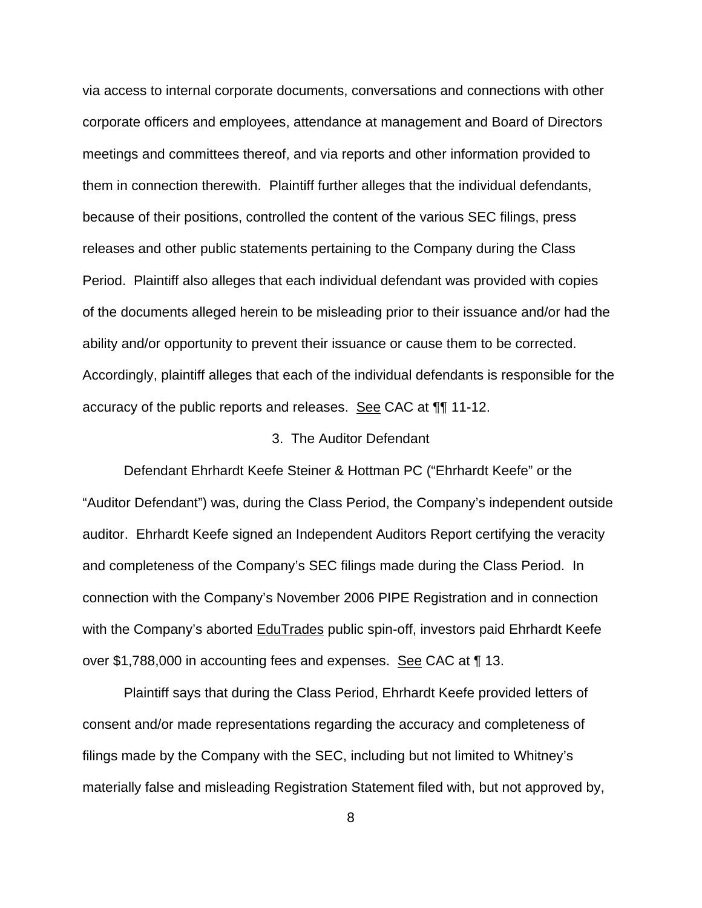via access to internal corporate documents, conversations and connections with other corporate officers and employees, attendance at management and Board of Directors meetings and committees thereof, and via reports and other information provided to them in connection therewith. Plaintiff further alleges that the individual defendants, because of their positions, controlled the content of the various SEC filings, press releases and other public statements pertaining to the Company during the Class Period. Plaintiff also alleges that each individual defendant was provided with copies of the documents alleged herein to be misleading prior to their issuance and/or had the ability and/or opportunity to prevent their issuance or cause them to be corrected. Accordingly, plaintiff alleges that each of the individual defendants is responsible for the accuracy of the public reports and releases. See CAC at ¶¶ 11-12.

### 3. The Auditor Defendant

Defendant Ehrhardt Keefe Steiner & Hottman PC ("Ehrhardt Keefe" or the "Auditor Defendant") was, during the Class Period, the Company's independent outside auditor. Ehrhardt Keefe signed an Independent Auditors Report certifying the veracity and completeness of the Company's SEC filings made during the Class Period. In connection with the Company's November 2006 PIPE Registration and in connection with the Company's aborted EduTrades public spin-off, investors paid Ehrhardt Keefe over $1,788,000 in accounting fees and expenses. See CAC at ¶ 13.

Plaintiff says that during the Class Period, Ehrhardt Keefe provided letters of consent and/or made representations regarding the accuracy and completeness of filings made by the Company with the SEC, including but not limited to Whitney's materially false and misleading Registration Statement filed with, but not approved by,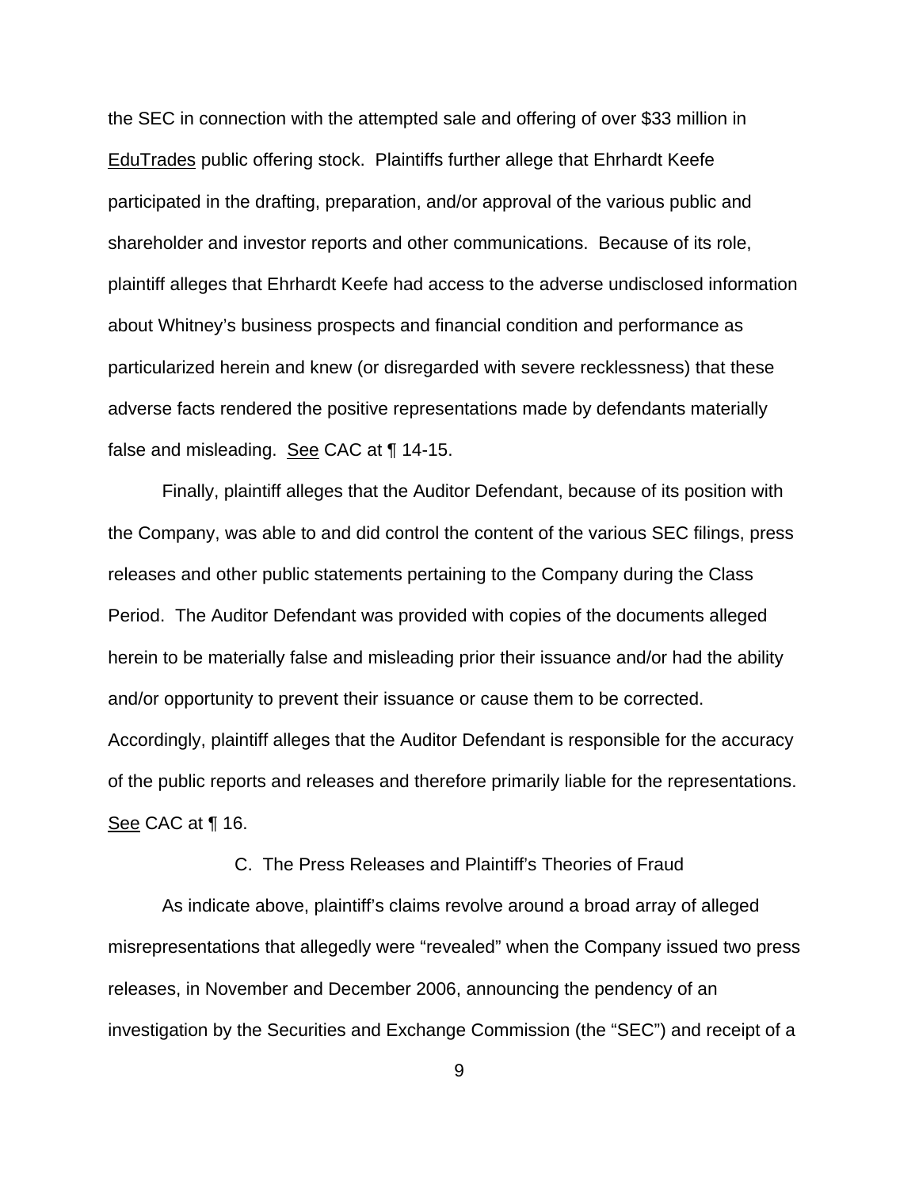the SEC in connection with the attempted sale and offering of over $33 million in EduTrades public offering stock. Plaintiffs further allege that Ehrhardt Keefe participated in the drafting, preparation, and/or approval of the various public and shareholder and investor reports and other communications. Because of its role, plaintiff alleges that Ehrhardt Keefe had access to the adverse undisclosed information about Whitney's business prospects and financial condition and performance as particularized herein and knew (or disregarded with severe recklessness) that these adverse facts rendered the positive representations made by defendants materially false and misleading. See CAC at ¶ 14-15.

Finally, plaintiff alleges that the Auditor Defendant, because of its position with the Company, was able to and did control the content of the various SEC filings, press releases and other public statements pertaining to the Company during the Class Period. The Auditor Defendant was provided with copies of the documents alleged herein to be materially false and misleading prior their issuance and/or had the ability and/or opportunity to prevent their issuance or cause them to be corrected. Accordingly, plaintiff alleges that the Auditor Defendant is responsible for the accuracy of the public reports and releases and therefore primarily liable for the representations. See CAC at ¶ 16.

C. The Press Releases and Plaintiff's Theories of Fraud

As indicate above, plaintiff's claims revolve around a broad array of alleged misrepresentations that allegedly were "revealed" when the Company issued two press releases, in November and December 2006, announcing the pendency of an investigation by the Securities and Exchange Commission (the "SEC") and receipt of a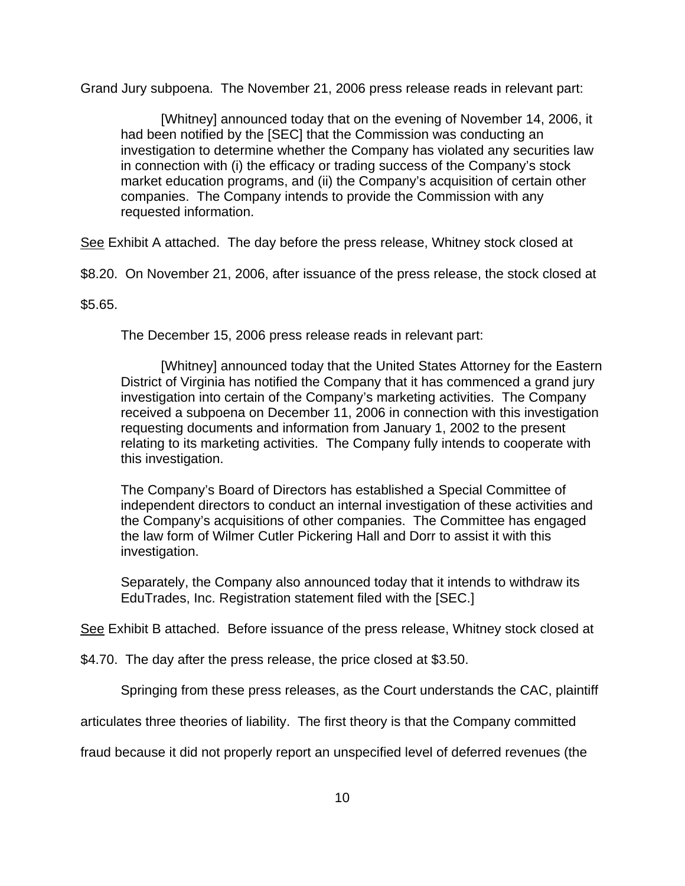Grand Jury subpoena. The November 21, 2006 press release reads in relevant part:

> [Whitney] announced today that on the evening of November 14, 2006, it had been notified by the [SEC] that the Commission was conducting an investigation to determine whether the Company has violated any securities law in connection with (i) the efficacy or trading success of the Company's stock market education programs, and (ii) the Company's acquisition of certain other companies. The Company intends to provide the Commission with any requested information.

See Exhibit A attached. The day before the press release, Whitney stock closed at $8.20. On November 21, 2006, after issuance of the press release, the stock closed at $5.65.

The December 15, 2006 press release reads in relevant part:

> [Whitney] announced today that the United States Attorney for the Eastern District of Virginia has notified the Company that it has commenced a grand jury investigation into certain of the Company's marketing activities. The Company received a subpoena on December 11, 2006 in connection with this investigation requesting documents and information from January 1, 2002 to the present relating to its marketing activities. The Company fully intends to cooperate with this investigation.
>
> The Company's Board of Directors has established a Special Committee of independent directors to conduct an internal investigation of these activities and the Company's acquisitions of other companies. The Committee has engaged the law form of Wilmer Cutler Pickering Hall and Dorr to assist it with this investigation.
>
> Separately, the Company also announced today that it intends to withdraw its EduTrades, Inc. Registration statement filed with the [SEC.]

See Exhibit B attached. Before issuance of the press release, Whitney stock closed at $4.70. The day after the press release, the price closed at $3.50.

Springing from these press releases, as the Court understands the CAC, plaintiff articulates three theories of liability. The first theory is that the Company committed fraud because it did not properly report an unspecified level of deferred revenues (the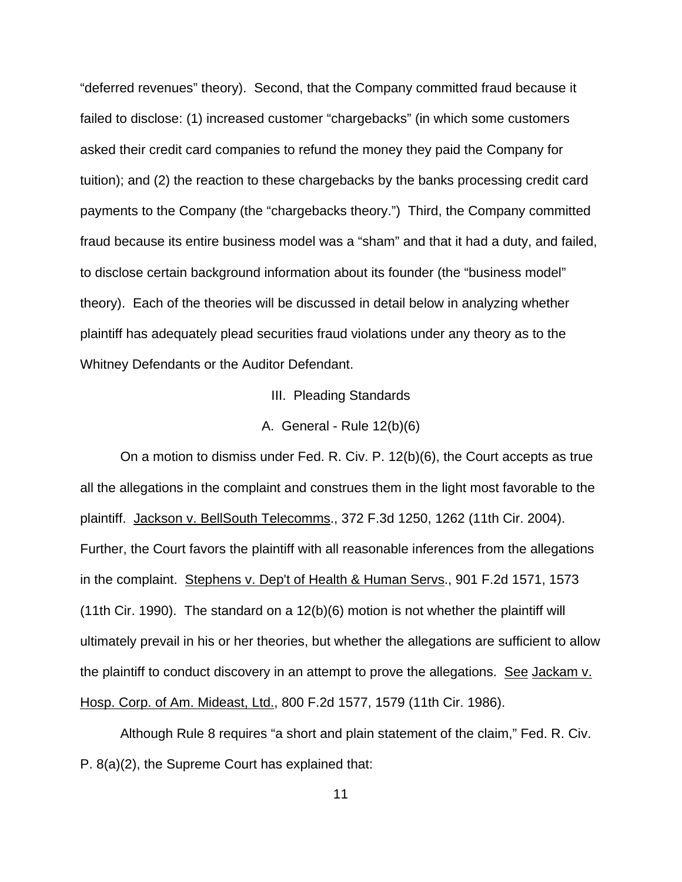"deferred revenues" theory). Second, that the Company committed fraud because it failed to disclose: (1) increased customer "chargebacks" (in which some customers asked their credit card companies to refund the money they paid the Company for tuition); and (2) the reaction to these chargebacks by the banks processing credit card payments to the Company (the "chargebacks theory.") Third, the Company committed fraud because its entire business model was a "sham" and that it had a duty, and failed, to disclose certain background information about its founder (the "business model" theory). Each of the theories will be discussed in detail below in analyzing whether plaintiff has adequately plead securities fraud violations under any theory as to the Whitney Defendants or the Auditor Defendant.

## III. Pleading Standards

### A. General - Rule 12(b)(6)

On a motion to dismiss under Fed. R. Civ. P. 12(b)(6), the Court accepts as true all the allegations in the complaint and construes them in the light most favorable to the plaintiff. Jackson v. BellSouth Telecomms., 372 F.3d 1250, 1262 (11th Cir. 2004). Further, the Court favors the plaintiff with all reasonable inferences from the allegations in the complaint. Stephens v. Dep't of Health & Human Servs., 901 F.2d 1571, 1573 (11th Cir. 1990). The standard on a 12(b)(6) motion is not whether the plaintiff will ultimately prevail in his or her theories, but whether the allegations are sufficient to allow the plaintiff to conduct discovery in an attempt to prove the allegations. See Jackam v. Hosp. Corp. of Am. Mideast, Ltd., 800 F.2d 1577, 1579 (11th Cir. 1986).

Although Rule 8 requires "a short and plain statement of the claim," Fed. R. Civ. P. 8(a)(2), the Supreme Court has explained that: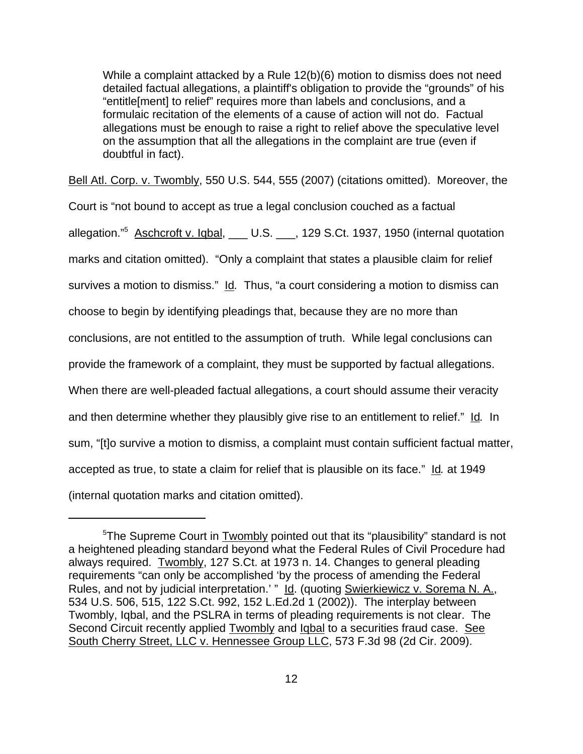> While a complaint attacked by a Rule 12(b)(6) motion to dismiss does not need detailed factual allegations, a plaintiff's obligation to provide the "grounds" of his "entitle[ment] to relief" requires more than labels and conclusions, and a formulaic recitation of the elements of a cause of action will not do. Factual allegations must be enough to raise a right to relief above the speculative level on the assumption that all the allegations in the complaint are true (even if doubtful in fact).

Bell Atl. Corp. v. Twombly, 550 U.S. 544, 555 (2007) (citations omitted). Moreover, the Court is "not bound to accept as true a legal conclusion couched as a factual allegation."[5] Aschcroft v. Iqbal, ___ U.S. ___, 129 S.Ct. 1937, 1950 (internal quotation marks and citation omitted). "Only a complaint that states a plausible claim for relief survives a motion to dismiss." Id*.* Thus, "a court considering a motion to dismiss can choose to begin by identifying pleadings that, because they are no more than conclusions, are not entitled to the assumption of truth. While legal conclusions can provide the framework of a complaint, they must be supported by factual allegations. When there are well-pleaded factual allegations, a court should assume their veracity and then determine whether they plausibly give rise to an entitlement to relief." Id*.* In sum, "[t]o survive a motion to dismiss, a complaint must contain sufficient factual matter, accepted as true, to state a claim for relief that is plausible on its face." Id*.* at 1949 (internal quotation marks and citation omitted).

---

[5] The Supreme Court in Twombly pointed out that its "plausibility" standard is not a heightened pleading standard beyond what the Federal Rules of Civil Procedure had always required. Twombly, 127 S.Ct. at 1973 n. 14. Changes to general pleading requirements "can only be accomplished 'by the process of amending the Federal Rules, and not by judicial interpretation.' " Id. (quoting Swierkiewicz v. Sorema N. A., 534 U.S. 506, 515, 122 S.Ct. 992, 152 L.Ed.2d 1 (2002)). The interplay between Twombly, Iqbal, and the PSLRA in terms of pleading requirements is not clear. The Second Circuit recently applied Twombly and Iqbal to a securities fraud case. See South Cherry Street, LLC v. Hennessee Group LLC, 573 F.3d 98 (2d Cir. 2009).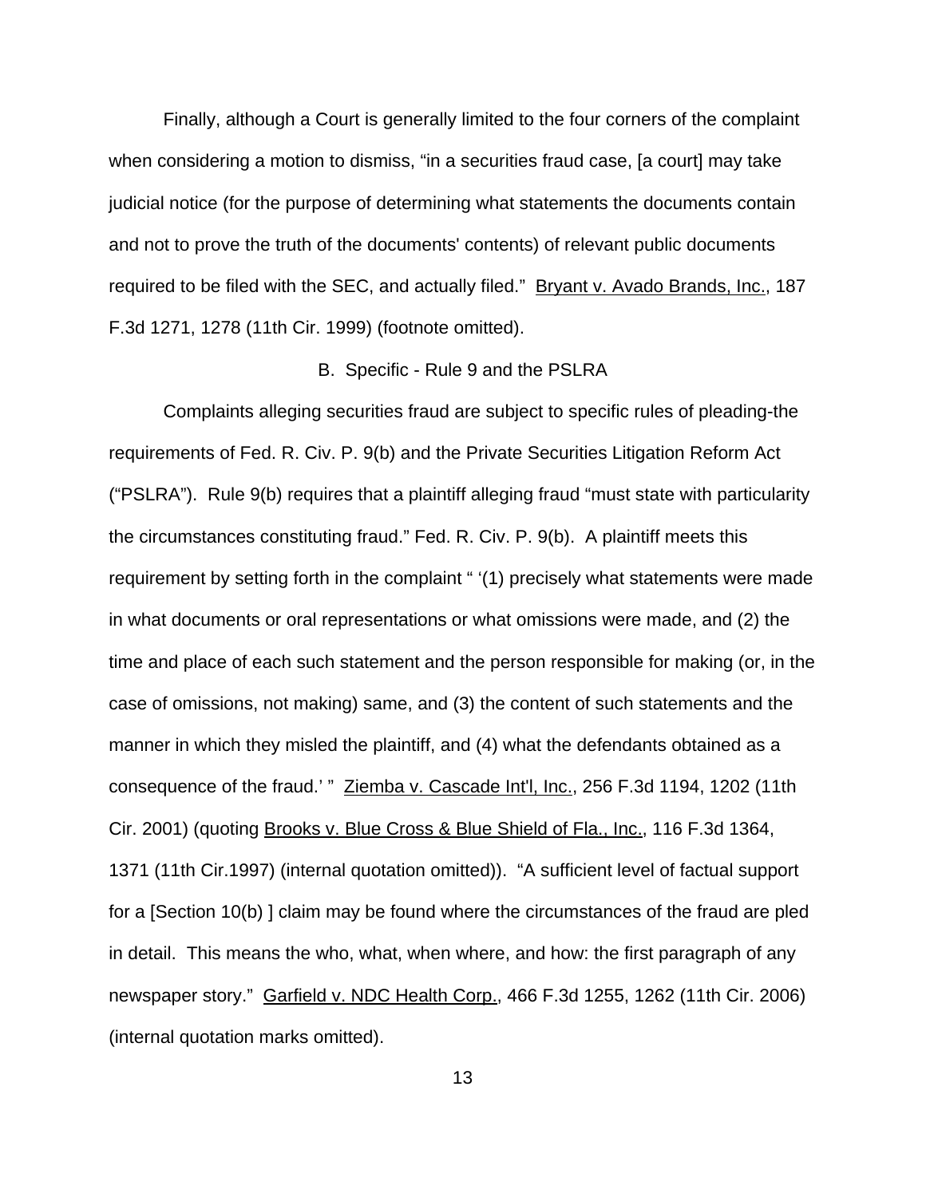Finally, although a Court is generally limited to the four corners of the complaint when considering a motion to dismiss, "in a securities fraud case, [a court] may take judicial notice (for the purpose of determining what statements the documents contain and not to prove the truth of the documents' contents) of relevant public documents required to be filed with the SEC, and actually filed." Bryant v. Avado Brands, Inc., 187 F.3d 1271, 1278 (11th Cir. 1999) (footnote omitted).

### B. Specific - Rule 9 and the PSLRA

Complaints alleging securities fraud are subject to specific rules of pleading-the requirements of Fed. R. Civ. P. 9(b) and the Private Securities Litigation Reform Act ("PSLRA"). Rule 9(b) requires that a plaintiff alleging fraud "must state with particularity the circumstances constituting fraud." Fed. R. Civ. P. 9(b). A plaintiff meets this requirement by setting forth in the complaint " '(1) precisely what statements were made in what documents or oral representations or what omissions were made, and (2) the time and place of each such statement and the person responsible for making (or, in the case of omissions, not making) same, and (3) the content of such statements and the manner in which they misled the plaintiff, and (4) what the defendants obtained as a consequence of the fraud.' " Ziemba v. Cascade Int'l, Inc., 256 F.3d 1194, 1202 (11th Cir. 2001) (quoting Brooks v. Blue Cross & Blue Shield of Fla., Inc., 116 F.3d 1364, 1371 (11th Cir.1997) (internal quotation omitted)). "A sufficient level of factual support for a [Section 10(b) ] claim may be found where the circumstances of the fraud are pled in detail. This means the who, what, when where, and how: the first paragraph of any newspaper story." Garfield v. NDC Health Corp., 466 F.3d 1255, 1262 (11th Cir. 2006) (internal quotation marks omitted).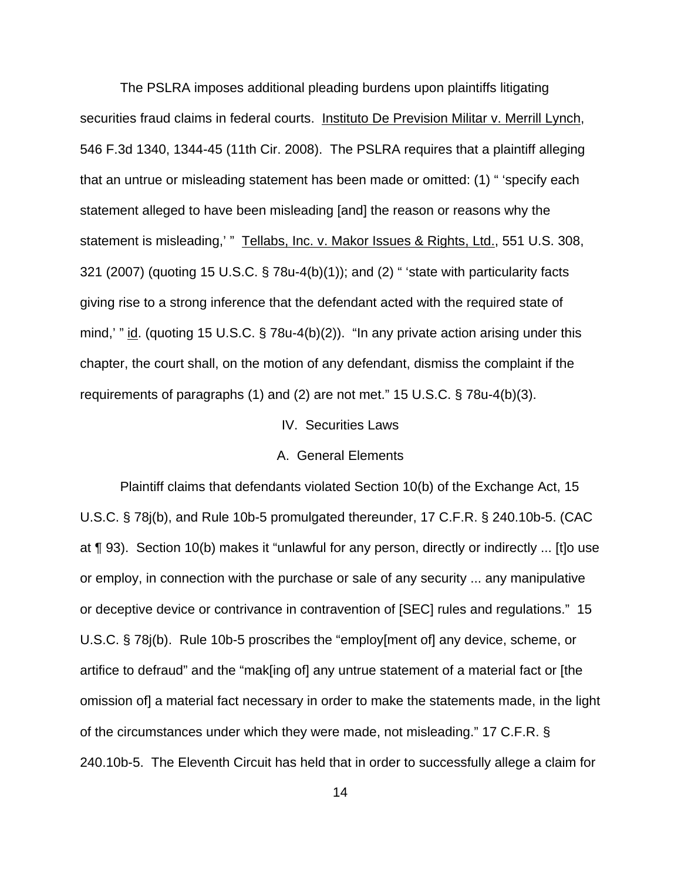The PSLRA imposes additional pleading burdens upon plaintiffs litigating securities fraud claims in federal courts. Instituto De Prevision Militar v. Merrill Lynch, 546 F.3d 1340, 1344-45 (11th Cir. 2008). The PSLRA requires that a plaintiff alleging that an untrue or misleading statement has been made or omitted: (1) " 'specify each statement alleged to have been misleading [and] the reason or reasons why the statement is misleading,' " Tellabs, Inc. v. Makor Issues & Rights, Ltd., 551 U.S. 308, 321 (2007) (quoting 15 U.S.C. § 78u-4(b)(1)); and (2) " 'state with particularity facts giving rise to a strong inference that the defendant acted with the required state of mind,' " id. (quoting 15 U.S.C. § 78u-4(b)(2)). "In any private action arising under this chapter, the court shall, on the motion of any defendant, dismiss the complaint if the requirements of paragraphs (1) and (2) are not met." 15 U.S.C. § 78u-4(b)(3).

## IV. Securities Laws

### A. General Elements

Plaintiff claims that defendants violated Section 10(b) of the Exchange Act, 15 U.S.C. § 78j(b), and Rule 10b-5 promulgated thereunder, 17 C.F.R. § 240.10b-5. (CAC at ¶ 93). Section 10(b) makes it "unlawful for any person, directly or indirectly ... [t]o use or employ, in connection with the purchase or sale of any security ... any manipulative or deceptive device or contrivance in contravention of [SEC] rules and regulations." 15 U.S.C. § 78j(b). Rule 10b-5 proscribes the "employ[ment of] any device, scheme, or artifice to defraud" and the "mak[ing of] any untrue statement of a material fact or [the omission of] a material fact necessary in order to make the statements made, in the light of the circumstances under which they were made, not misleading." 17 C.F.R. § 240.10b-5. The Eleventh Circuit has held that in order to successfully allege a claim for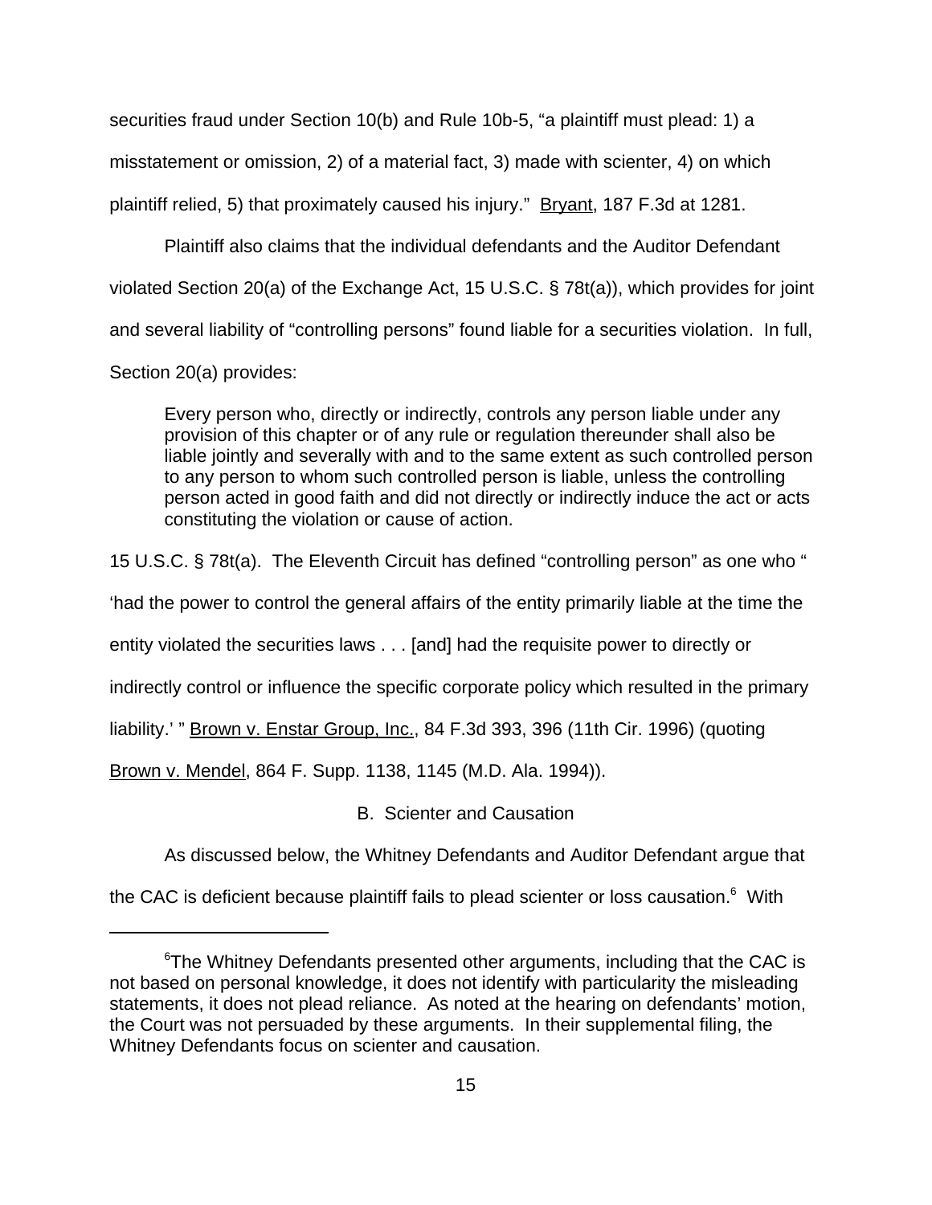securities fraud under Section 10(b) and Rule 10b-5, "a plaintiff must plead: 1) a misstatement or omission, 2) of a material fact, 3) made with scienter, 4) on which plaintiff relied, 5) that proximately caused his injury." Bryant, 187 F.3d at 1281.

Plaintiff also claims that the individual defendants and the Auditor Defendant violated Section 20(a) of the Exchange Act, 15 U.S.C. § 78t(a)), which provides for joint and several liability of "controlling persons" found liable for a securities violation. In full, Section 20(a) provides:

> Every person who, directly or indirectly, controls any person liable under any provision of this chapter or of any rule or regulation thereunder shall also be liable jointly and severally with and to the same extent as such controlled person to any person to whom such controlled person is liable, unless the controlling person acted in good faith and did not directly or indirectly induce the act or acts constituting the violation or cause of action.

15 U.S.C. § 78t(a). The Eleventh Circuit has defined "controlling person" as one who " 'had the power to control the general affairs of the entity primarily liable at the time the entity violated the securities laws . . . [and] had the requisite power to directly or indirectly control or influence the specific corporate policy which resulted in the primary liability.' " Brown v. Enstar Group, Inc., 84 F.3d 393, 396 (11th Cir. 1996) (quoting Brown v. Mendel, 864 F. Supp. 1138, 1145 (M.D. Ala. 1994)).

### B. Scienter and Causation

As discussed below, the Whitney Defendants and Auditor Defendant argue that the CAC is deficient because plaintiff fails to plead scienter or loss causation.[6] With

---

[6] The Whitney Defendants presented other arguments, including that the CAC is not based on personal knowledge, it does not identify with particularity the misleading statements, it does not plead reliance. As noted at the hearing on defendants' motion, the Court was not persuaded by these arguments. In their supplemental filing, the Whitney Defendants focus on scienter and causation.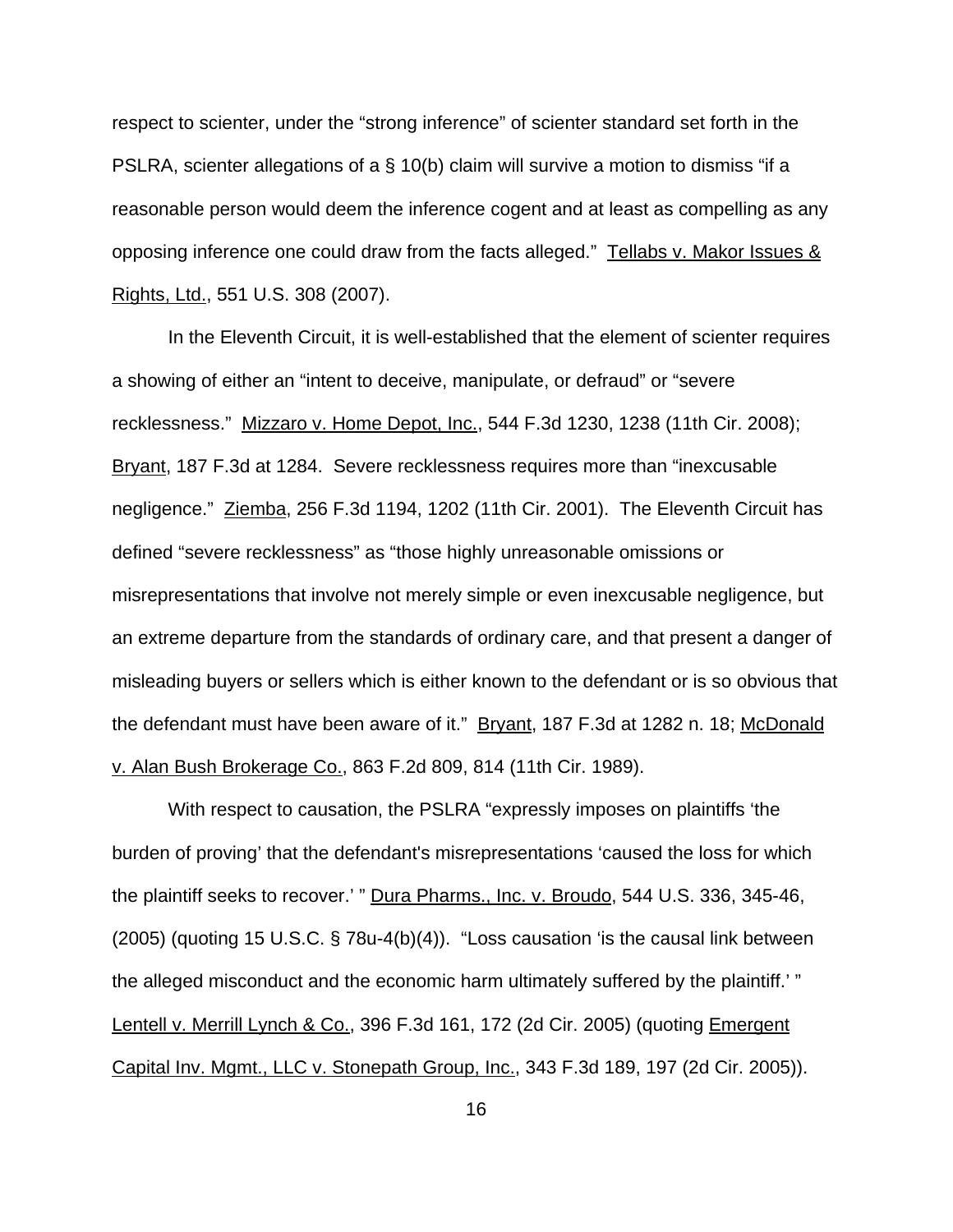respect to scienter, under the "strong inference" of scienter standard set forth in the PSLRA, scienter allegations of a § 10(b) claim will survive a motion to dismiss "if a reasonable person would deem the inference cogent and at least as compelling as any opposing inference one could draw from the facts alleged." Tellabs v. Makor Issues & Rights, Ltd., 551 U.S. 308 (2007).

In the Eleventh Circuit, it is well-established that the element of scienter requires a showing of either an "intent to deceive, manipulate, or defraud" or "severe recklessness." Mizzaro v. Home Depot, Inc., 544 F.3d 1230, 1238 (11th Cir. 2008); Bryant, 187 F.3d at 1284. Severe recklessness requires more than "inexcusable negligence." Ziemba, 256 F.3d 1194, 1202 (11th Cir. 2001). The Eleventh Circuit has defined "severe recklessness" as "those highly unreasonable omissions or misrepresentations that involve not merely simple or even inexcusable negligence, but an extreme departure from the standards of ordinary care, and that present a danger of misleading buyers or sellers which is either known to the defendant or is so obvious that the defendant must have been aware of it." Bryant, 187 F.3d at 1282 n. 18; McDonald v. Alan Bush Brokerage Co., 863 F.2d 809, 814 (11th Cir. 1989).

With respect to causation, the PSLRA "expressly imposes on plaintiffs 'the burden of proving' that the defendant's misrepresentations 'caused the loss for which the plaintiff seeks to recover.' " Dura Pharms., Inc. v. Broudo, 544 U.S. 336, 345-46, (2005) (quoting 15 U.S.C. § 78u-4(b)(4)). "Loss causation 'is the causal link between the alleged misconduct and the economic harm ultimately suffered by the plaintiff.' " Lentell v. Merrill Lynch & Co., 396 F.3d 161, 172 (2d Cir. 2005) (quoting Emergent Capital Inv. Mgmt., LLC v. Stonepath Group, Inc., 343 F.3d 189, 197 (2d Cir. 2005)).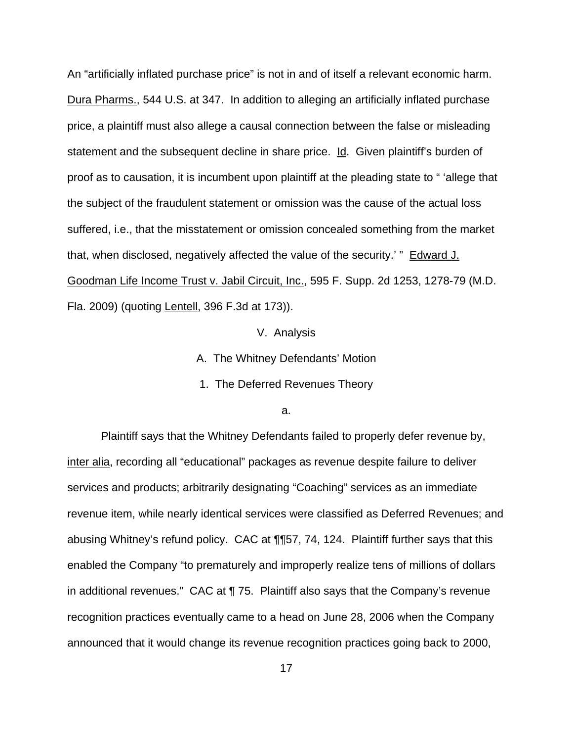An "artificially inflated purchase price" is not in and of itself a relevant economic harm. Dura Pharms., 544 U.S. at 347. In addition to alleging an artificially inflated purchase price, a plaintiff must also allege a causal connection between the false or misleading statement and the subsequent decline in share price. Id. Given plaintiff's burden of proof as to causation, it is incumbent upon plaintiff at the pleading state to " 'allege that the subject of the fraudulent statement or omission was the cause of the actual loss suffered, i.e., that the misstatement or omission concealed something from the market that, when disclosed, negatively affected the value of the security.' " Edward J. Goodman Life Income Trust v. Jabil Circuit, Inc., 595 F. Supp. 2d 1253, 1278-79 (M.D. Fla. 2009) (quoting Lentell, 396 F.3d at 173)).

## V. Analysis

### A. The Whitney Defendants' Motion

#### 1. The Deferred Revenues Theory

##### a.

Plaintiff says that the Whitney Defendants failed to properly defer revenue by, inter alia, recording all "educational" packages as revenue despite failure to deliver services and products; arbitrarily designating "Coaching" services as an immediate revenue item, while nearly identical services were classified as Deferred Revenues; and abusing Whitney's refund policy. CAC at ¶¶57, 74, 124. Plaintiff further says that this enabled the Company "to prematurely and improperly realize tens of millions of dollars in additional revenues." CAC at ¶ 75. Plaintiff also says that the Company's revenue recognition practices eventually came to a head on June 28, 2006 when the Company announced that it would change its revenue recognition practices going back to 2000,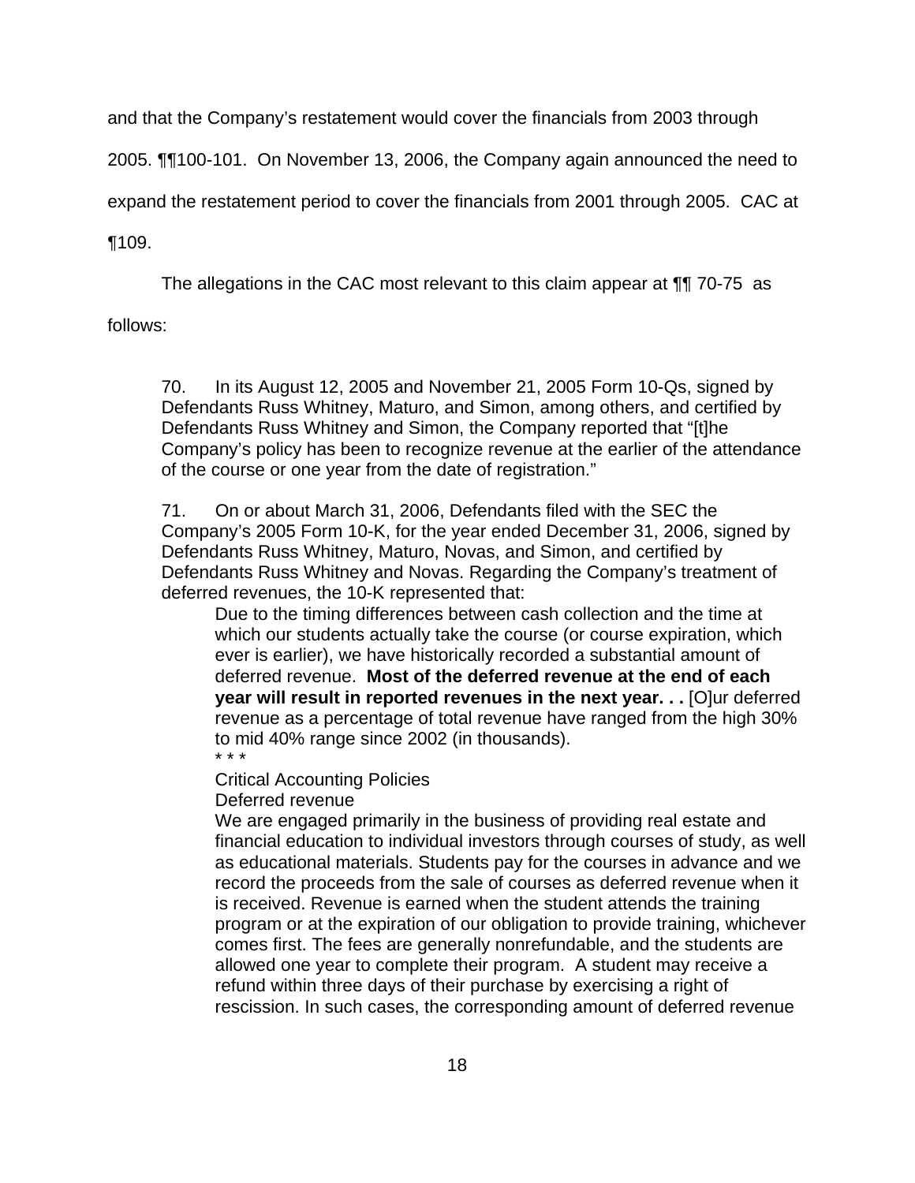and that the Company's restatement would cover the financials from 2003 through 2005. ¶¶100-101. On November 13, 2006, the Company again announced the need to expand the restatement period to cover the financials from 2001 through 2005. CAC at ¶109.

The allegations in the CAC most relevant to this claim appear at ¶¶ 70-75 as follows:

> 70. In its August 12, 2005 and November 21, 2005 Form 10-Qs, signed by Defendants Russ Whitney, Maturo, and Simon, among others, and certified by Defendants Russ Whitney and Simon, the Company reported that "[t]he Company's policy has been to recognize revenue at the earlier of the attendance of the course or one year from the date of registration."
>
> 71. On or about March 31, 2006, Defendants filed with the SEC the Company's 2005 Form 10-K, for the year ended December 31, 2006, signed by Defendants Russ Whitney, Maturo, Novas, and Simon, and certified by Defendants Russ Whitney and Novas. Regarding the Company's treatment of deferred revenues, the 10-K represented that:
>
>> Due to the timing differences between cash collection and the time at which our students actually take the course (or course expiration, which ever is earlier), we have historically recorded a substantial amount of deferred revenue. **Most of the deferred revenue at the end of each year will result in reported revenues in the next year. . .** [O]ur deferred revenue as a percentage of total revenue have ranged from the high 30% to mid 40% range since 2002 (in thousands).
>>
>> \* \* \*
>>
>> Critical Accounting Policies
>>
>> Deferred revenue
>>
>> We are engaged primarily in the business of providing real estate and financial education to individual investors through courses of study, as well as educational materials. Students pay for the courses in advance and we record the proceeds from the sale of courses as deferred revenue when it is received. Revenue is earned when the student attends the training program or at the expiration of our obligation to provide training, whichever comes first. The fees are generally nonrefundable, and the students are allowed one year to complete their program. A student may receive a refund within three days of their purchase by exercising a right of rescission. In such cases, the corresponding amount of deferred revenue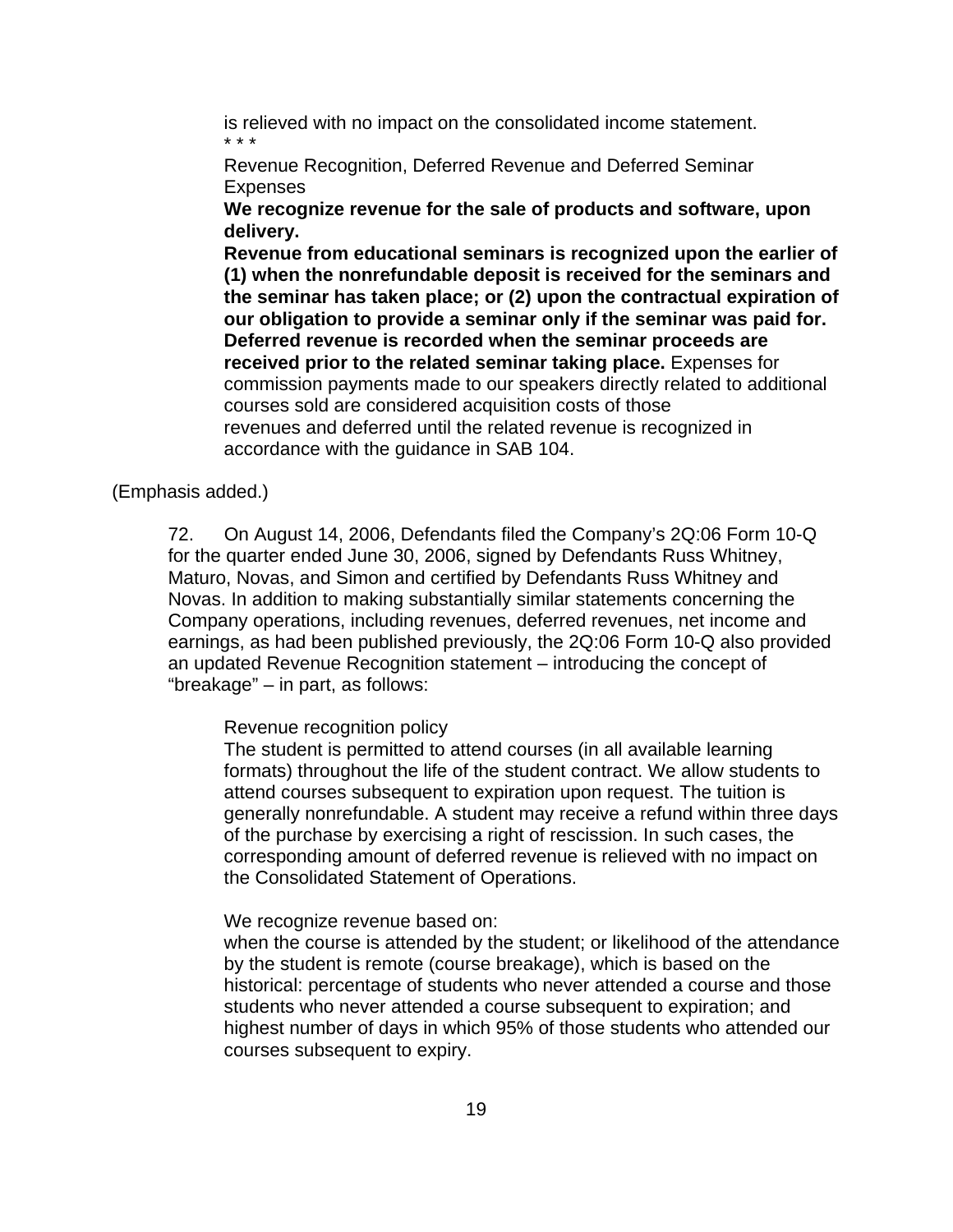> is relieved with no impact on the consolidated income statement.
>
> * * *
>
> Revenue Recognition, Deferred Revenue and Deferred Seminar Expenses
>
> **We recognize revenue for the sale of products and software, upon delivery.**
>
> **Revenue from educational seminars is recognized upon the earlier of (1) when the nonrefundable deposit is received for the seminars and the seminar has taken place; or (2) upon the contractual expiration of our obligation to provide a seminar only if the seminar was paid for. Deferred revenue is recorded when the seminar proceeds are received prior to the related seminar taking place.** Expenses for commission payments made to our speakers directly related to additional courses sold are considered acquisition costs of those revenues and deferred until the related revenue is recognized in accordance with the guidance in SAB 104.

(Emphasis added.)

72. On August 14, 2006, Defendants filed the Company's 2Q:06 Form 10-Q for the quarter ended June 30, 2006, signed by Defendants Russ Whitney, Maturo, Novas, and Simon and certified by Defendants Russ Whitney and Novas. In addition to making substantially similar statements concerning the Company operations, including revenues, deferred revenues, net income and earnings, as had been published previously, the 2Q:06 Form 10-Q also provided an updated Revenue Recognition statement – introducing the concept of "breakage" – in part, as follows:

> Revenue recognition policy
>
> The student is permitted to attend courses (in all available learning formats) throughout the life of the student contract. We allow students to attend courses subsequent to expiration upon request. The tuition is generally nonrefundable. A student may receive a refund within three days of the purchase by exercising a right of rescission. In such cases, the corresponding amount of deferred revenue is relieved with no impact on the Consolidated Statement of Operations.
>
> We recognize revenue based on:
>
> when the course is attended by the student; or likelihood of the attendance by the student is remote (course breakage), which is based on the historical: percentage of students who never attended a course and those students who never attended a course subsequent to expiration; and highest number of days in which 95% of those students who attended our courses subsequent to expiry.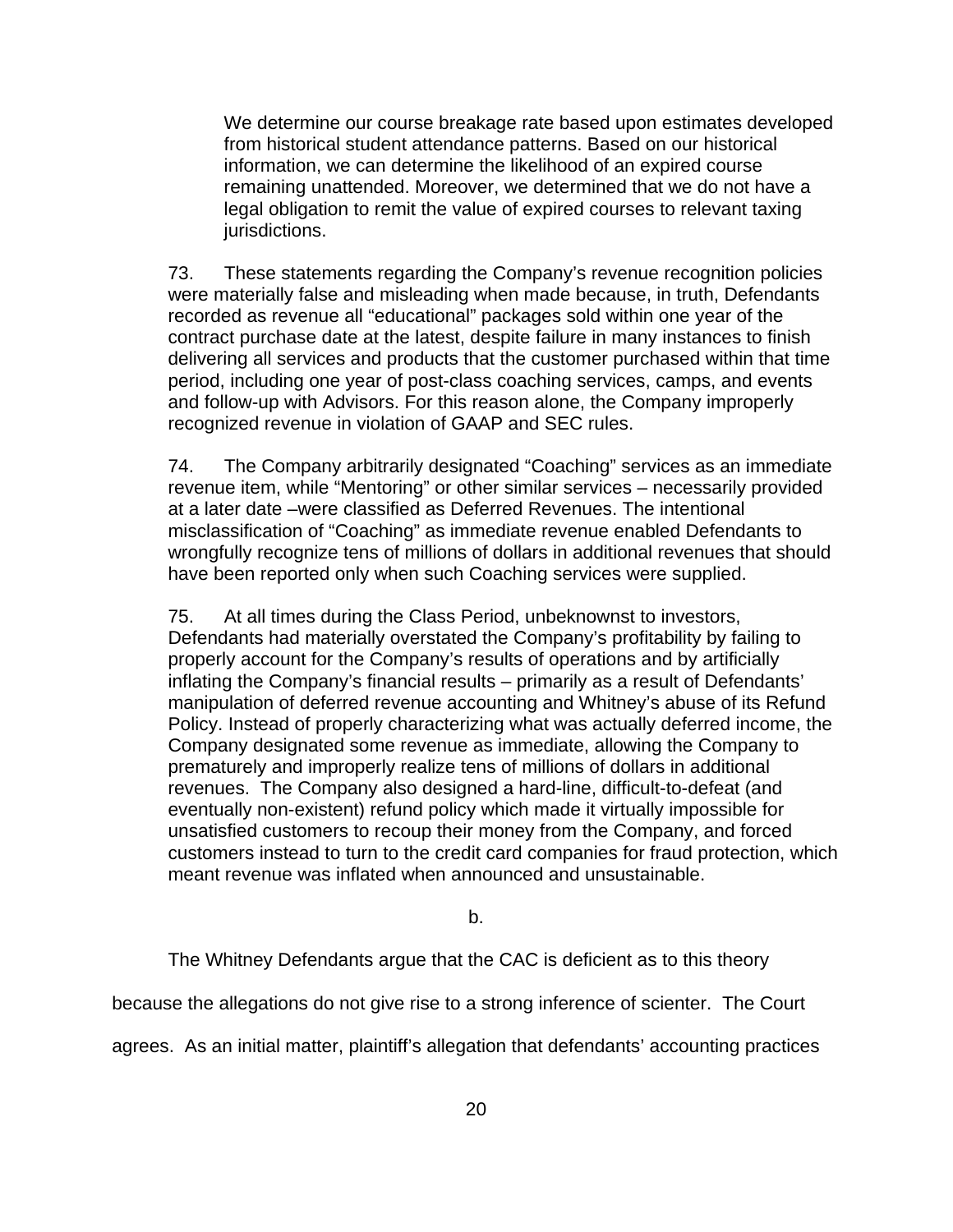> We determine our course breakage rate based upon estimates developed from historical student attendance patterns. Based on our historical information, we can determine the likelihood of an expired course remaining unattended. Moreover, we determined that we do not have a legal obligation to remit the value of expired courses to relevant taxing jurisdictions.

> 73. These statements regarding the Company's revenue recognition policies were materially false and misleading when made because, in truth, Defendants recorded as revenue all "educational" packages sold within one year of the contract purchase date at the latest, despite failure in many instances to finish delivering all services and products that the customer purchased within that time period, including one year of post-class coaching services, camps, and events and follow-up with Advisors. For this reason alone, the Company improperly recognized revenue in violation of GAAP and SEC rules.
>
> 74. The Company arbitrarily designated "Coaching" services as an immediate revenue item, while "Mentoring" or other similar services – necessarily provided at a later date –were classified as Deferred Revenues. The intentional misclassification of "Coaching" as immediate revenue enabled Defendants to wrongfully recognize tens of millions of dollars in additional revenues that should have been reported only when such Coaching services were supplied.
>
> 75. At all times during the Class Period, unbeknownst to investors, Defendants had materially overstated the Company's profitability by failing to properly account for the Company's results of operations and by artificially inflating the Company's financial results – primarily as a result of Defendants' manipulation of deferred revenue accounting and Whitney's abuse of its Refund Policy. Instead of properly characterizing what was actually deferred income, the Company designated some revenue as immediate, allowing the Company to prematurely and improperly realize tens of millions of dollars in additional revenues. The Company also designed a hard-line, difficult-to-defeat (and eventually non-existent) refund policy which made it virtually impossible for unsatisfied customers to recoup their money from the Company, and forced customers instead to turn to the credit card companies for fraud protection, which meant revenue was inflated when announced and unsustainable.

b.

The Whitney Defendants argue that the CAC is deficient as to this theory because the allegations do not give rise to a strong inference of scienter. The Court agrees. As an initial matter, plaintiff's allegation that defendants' accounting practices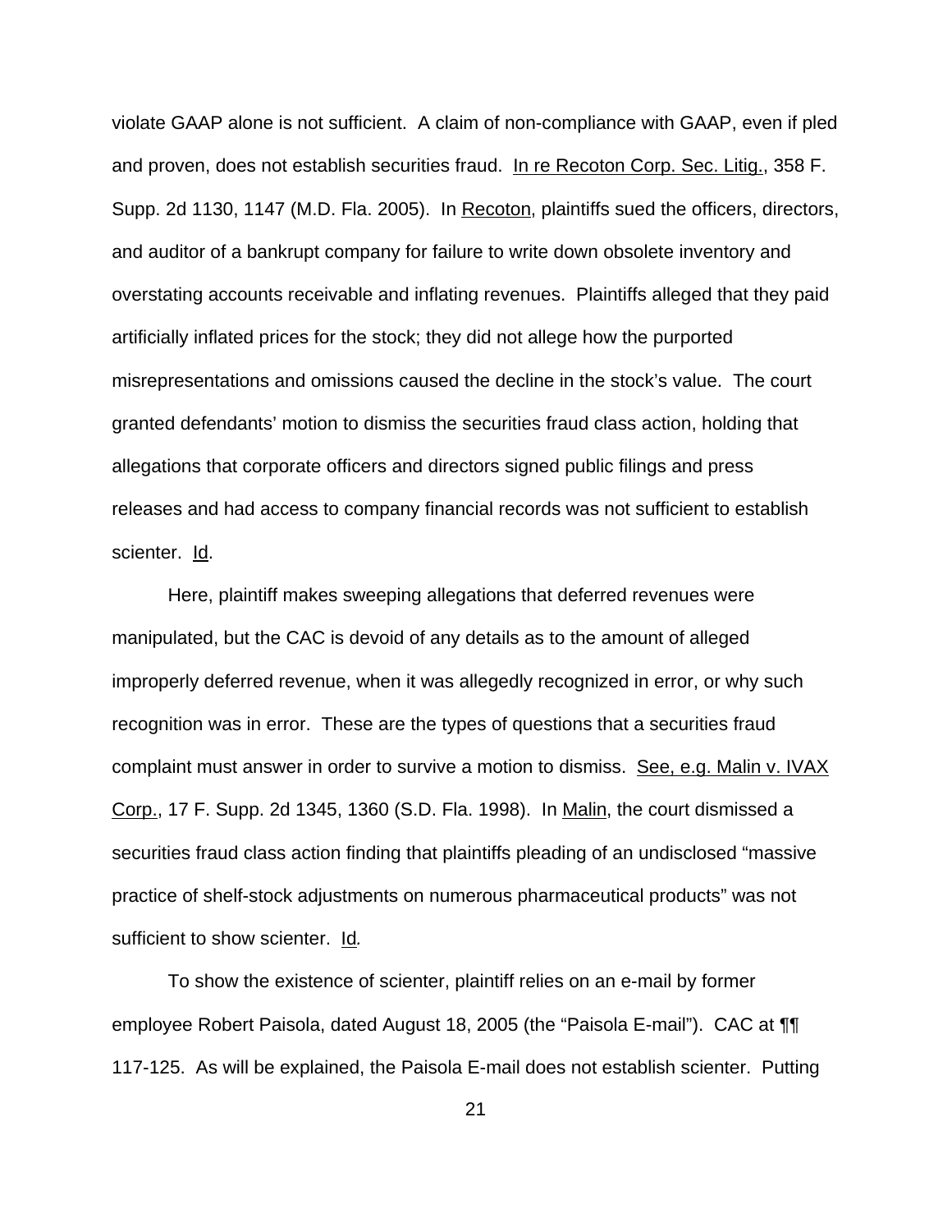violate GAAP alone is not sufficient. A claim of non-compliance with GAAP, even if pled and proven, does not establish securities fraud. In re Recoton Corp. Sec. Litig., 358 F. Supp. 2d 1130, 1147 (M.D. Fla. 2005). In Recoton, plaintiffs sued the officers, directors, and auditor of a bankrupt company for failure to write down obsolete inventory and overstating accounts receivable and inflating revenues. Plaintiffs alleged that they paid artificially inflated prices for the stock; they did not allege how the purported misrepresentations and omissions caused the decline in the stock's value. The court granted defendants' motion to dismiss the securities fraud class action, holding that allegations that corporate officers and directors signed public filings and press releases and had access to company financial records was not sufficient to establish scienter. Id.

Here, plaintiff makes sweeping allegations that deferred revenues were manipulated, but the CAC is devoid of any details as to the amount of alleged improperly deferred revenue, when it was allegedly recognized in error, or why such recognition was in error. These are the types of questions that a securities fraud complaint must answer in order to survive a motion to dismiss. See, e.g. Malin v. IVAX Corp., 17 F. Supp. 2d 1345, 1360 (S.D. Fla. 1998). In Malin, the court dismissed a securities fraud class action finding that plaintiffs pleading of an undisclosed "massive practice of shelf-stock adjustments on numerous pharmaceutical products" was not sufficient to show scienter. Id.

To show the existence of scienter, plaintiff relies on an e-mail by former employee Robert Paisola, dated August 18, 2005 (the "Paisola E-mail"). CAC at ¶¶ 117-125. As will be explained, the Paisola E-mail does not establish scienter. Putting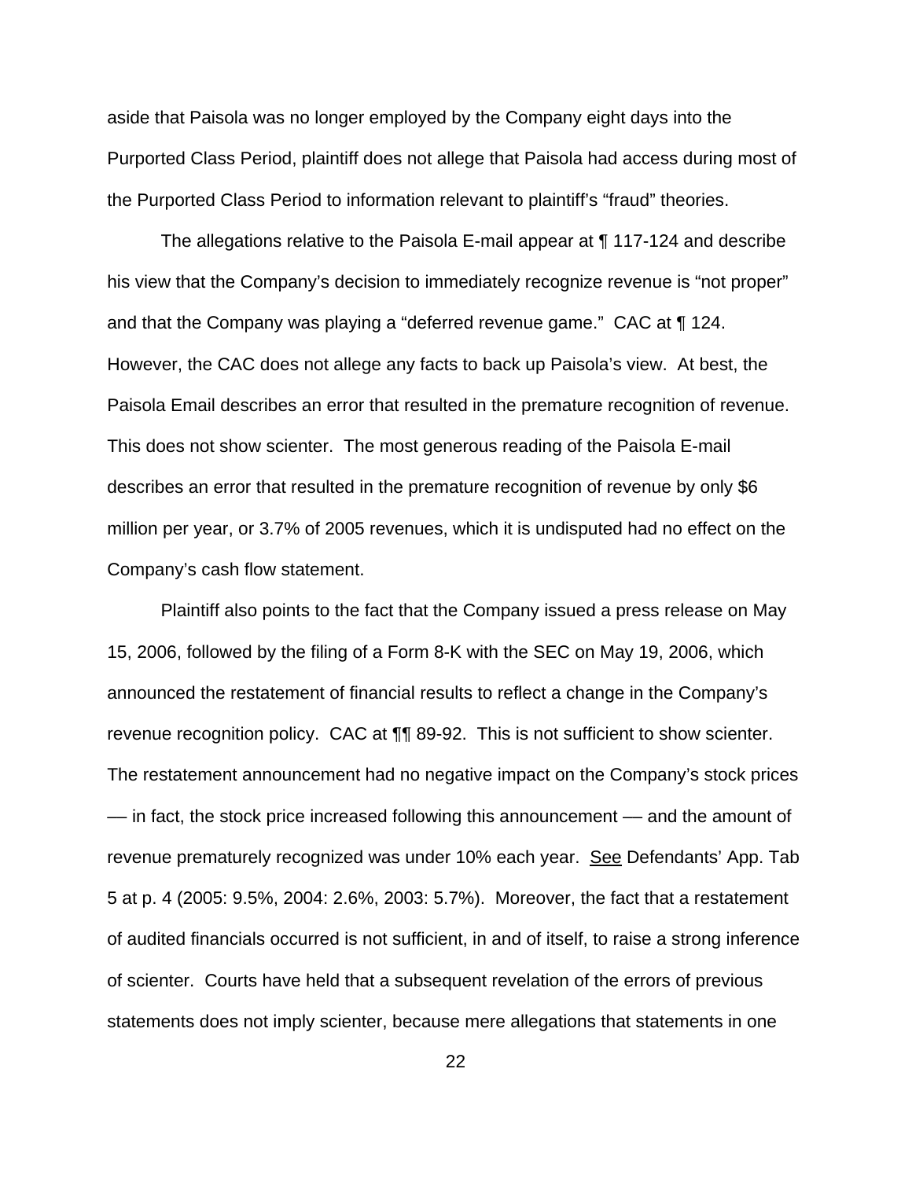aside that Paisola was no longer employed by the Company eight days into the Purported Class Period, plaintiff does not allege that Paisola had access during most of the Purported Class Period to information relevant to plaintiff's "fraud" theories.

The allegations relative to the Paisola E-mail appear at ¶ 117-124 and describe his view that the Company's decision to immediately recognize revenue is "not proper" and that the Company was playing a "deferred revenue game." CAC at ¶ 124. However, the CAC does not allege any facts to back up Paisola's view. At best, the Paisola Email describes an error that resulted in the premature recognition of revenue. This does not show scienter. The most generous reading of the Paisola E-mail describes an error that resulted in the premature recognition of revenue by only $6 million per year, or 3.7% of 2005 revenues, which it is undisputed had no effect on the Company's cash flow statement.

Plaintiff also points to the fact that the Company issued a press release on May 15, 2006, followed by the filing of a Form 8-K with the SEC on May 19, 2006, which announced the restatement of financial results to reflect a change in the Company's revenue recognition policy. CAC at ¶¶ 89-92. This is not sufficient to show scienter. The restatement announcement had no negative impact on the Company's stock prices — in fact, the stock price increased following this announcement — and the amount of revenue prematurely recognized was under 10% each year. See Defendants' App. Tab 5 at p. 4 (2005: 9.5%, 2004: 2.6%, 2003: 5.7%). Moreover, the fact that a restatement of audited financials occurred is not sufficient, in and of itself, to raise a strong inference of scienter. Courts have held that a subsequent revelation of the errors of previous statements does not imply scienter, because mere allegations that statements in one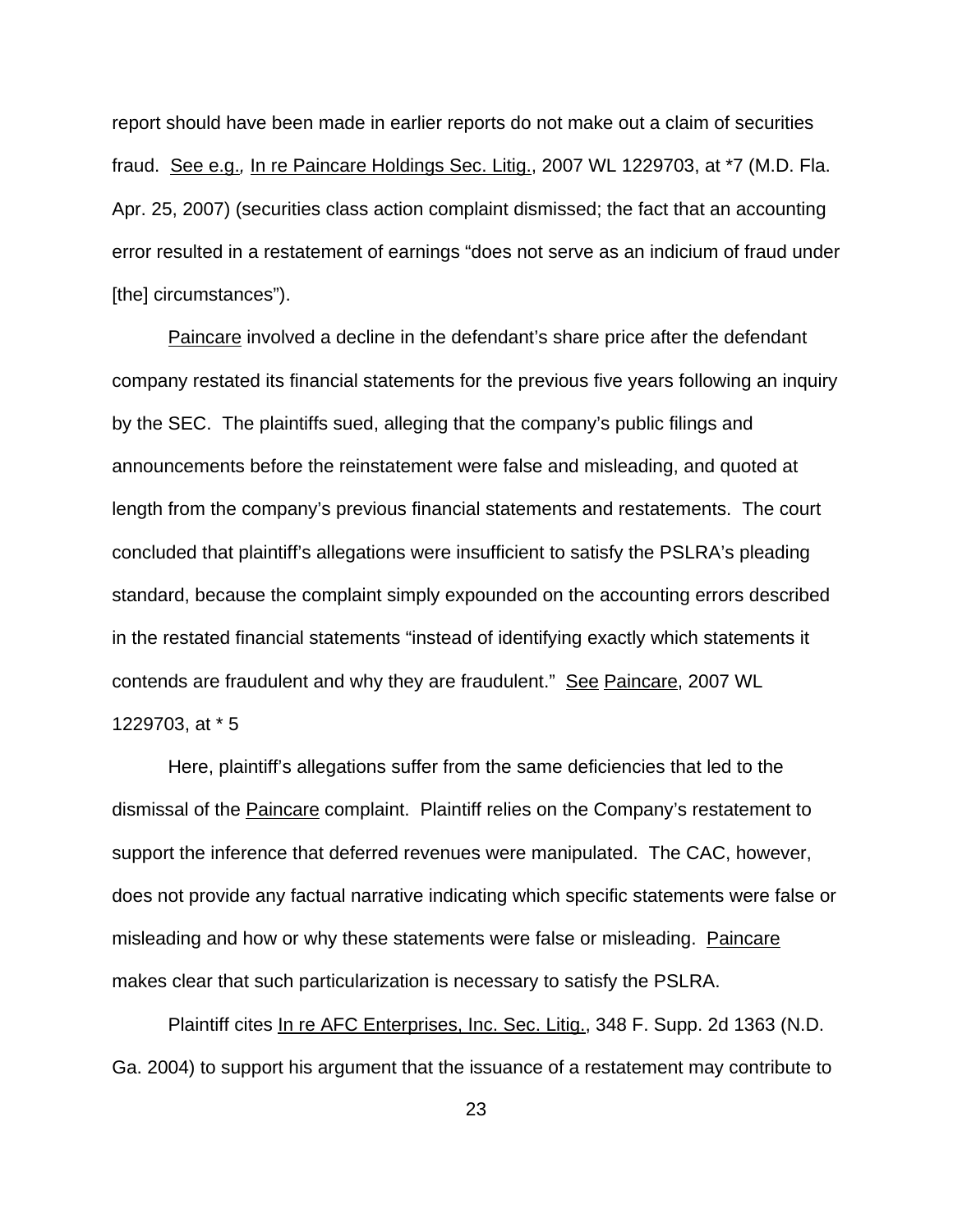report should have been made in earlier reports do not make out a claim of securities fraud. See e.g., In re Paincare Holdings Sec. Litig., 2007 WL 1229703, at *7 (M.D. Fla. Apr. 25, 2007) (securities class action complaint dismissed; the fact that an accounting error resulted in a restatement of earnings "does not serve as an indicium of fraud under [the] circumstances").

Paincare involved a decline in the defendant's share price after the defendant company restated its financial statements for the previous five years following an inquiry by the SEC. The plaintiffs sued, alleging that the company's public filings and announcements before the reinstatement were false and misleading, and quoted at length from the company's previous financial statements and restatements. The court concluded that plaintiff's allegations were insufficient to satisfy the PSLRA's pleading standard, because the complaint simply expounded on the accounting errors described in the restated financial statements "instead of identifying exactly which statements it contends are fraudulent and why they are fraudulent." See Paincare, 2007 WL 1229703, at * 5

Here, plaintiff's allegations suffer from the same deficiencies that led to the dismissal of the Paincare complaint. Plaintiff relies on the Company's restatement to support the inference that deferred revenues were manipulated. The CAC, however, does not provide any factual narrative indicating which specific statements were false or misleading and how or why these statements were false or misleading. Paincare makes clear that such particularization is necessary to satisfy the PSLRA.

Plaintiff cites In re AFC Enterprises, Inc. Sec. Litig., 348 F. Supp. 2d 1363 (N.D. Ga. 2004) to support his argument that the issuance of a restatement may contribute to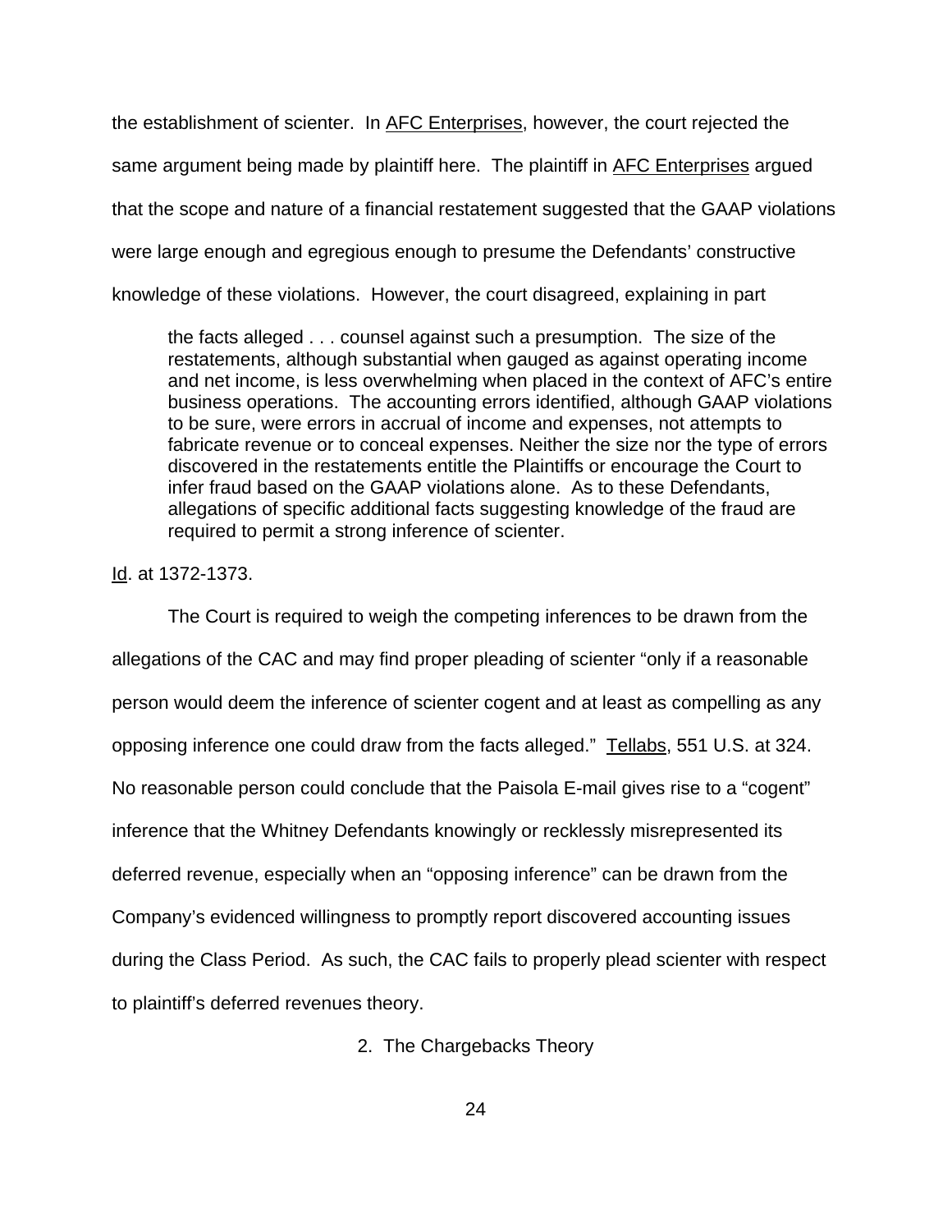the establishment of scienter. In AFC Enterprises, however, the court rejected the same argument being made by plaintiff here. The plaintiff in AFC Enterprises argued that the scope and nature of a financial restatement suggested that the GAAP violations were large enough and egregious enough to presume the Defendants' constructive knowledge of these violations. However, the court disagreed, explaining in part

> the facts alleged . . . counsel against such a presumption. The size of the restatements, although substantial when gauged as against operating income and net income, is less overwhelming when placed in the context of AFC's entire business operations. The accounting errors identified, although GAAP violations to be sure, were errors in accrual of income and expenses, not attempts to fabricate revenue or to conceal expenses. Neither the size nor the type of errors discovered in the restatements entitle the Plaintiffs or encourage the Court to infer fraud based on the GAAP violations alone. As to these Defendants, allegations of specific additional facts suggesting knowledge of the fraud are required to permit a strong inference of scienter.

Id. at 1372-1373.

The Court is required to weigh the competing inferences to be drawn from the allegations of the CAC and may find proper pleading of scienter "only if a reasonable person would deem the inference of scienter cogent and at least as compelling as any opposing inference one could draw from the facts alleged." Tellabs, 551 U.S. at 324. No reasonable person could conclude that the Paisola E-mail gives rise to a "cogent" inference that the Whitney Defendants knowingly or recklessly misrepresented its deferred revenue, especially when an "opposing inference" can be drawn from the Company's evidenced willingness to promptly report discovered accounting issues during the Class Period. As such, the CAC fails to properly plead scienter with respect to plaintiff's deferred revenues theory.

### 2. The Chargebacks Theory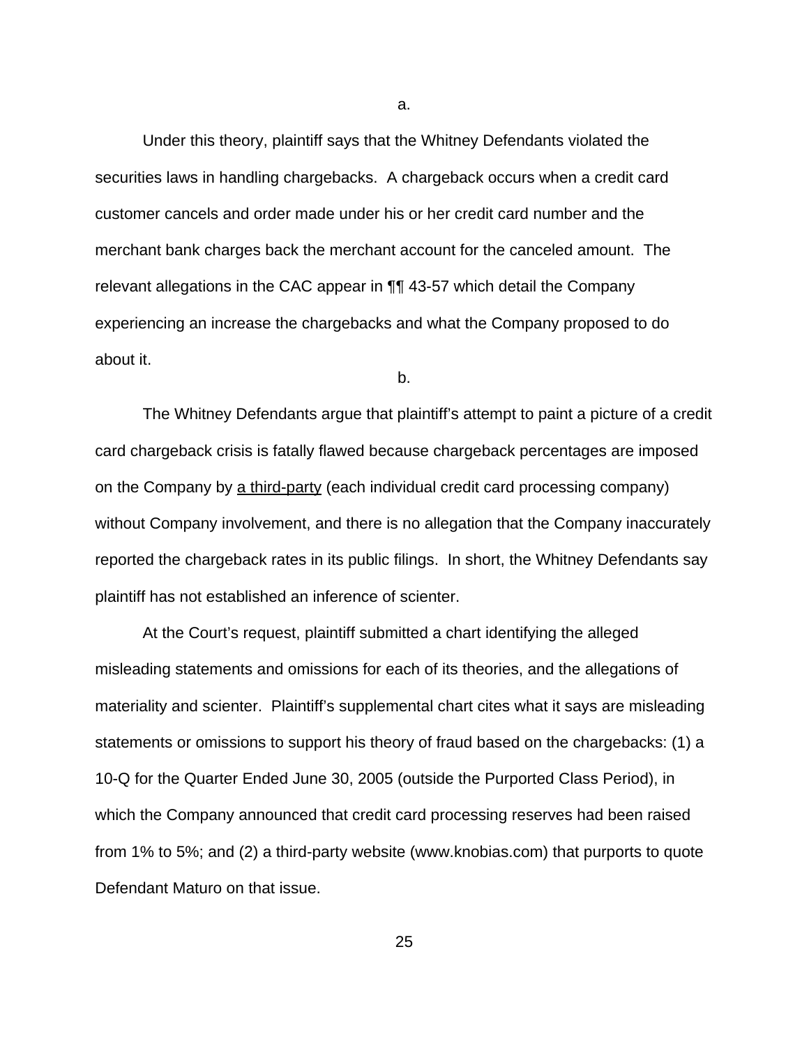a.

Under this theory, plaintiff says that the Whitney Defendants violated the securities laws in handling chargebacks. A chargeback occurs when a credit card customer cancels and order made under his or her credit card number and the merchant bank charges back the merchant account for the canceled amount. The relevant allegations in the CAC appear in ¶¶ 43-57 which detail the Company experiencing an increase the chargebacks and what the Company proposed to do about it.

b.

The Whitney Defendants argue that plaintiff's attempt to paint a picture of a credit card chargeback crisis is fatally flawed because chargeback percentages are imposed on the Company by <u>a third-party</u> (each individual credit card processing company) without Company involvement, and there is no allegation that the Company inaccurately reported the chargeback rates in its public filings. In short, the Whitney Defendants say plaintiff has not established an inference of scienter.

At the Court's request, plaintiff submitted a chart identifying the alleged misleading statements and omissions for each of its theories, and the allegations of materiality and scienter. Plaintiff's supplemental chart cites what it says are misleading statements or omissions to support his theory of fraud based on the chargebacks: (1) a 10-Q for the Quarter Ended June 30, 2005 (outside the Purported Class Period), in which the Company announced that credit card processing reserves had been raised from 1% to 5%; and (2) a third-party website (www.knobias.com) that purports to quote Defendant Maturo on that issue.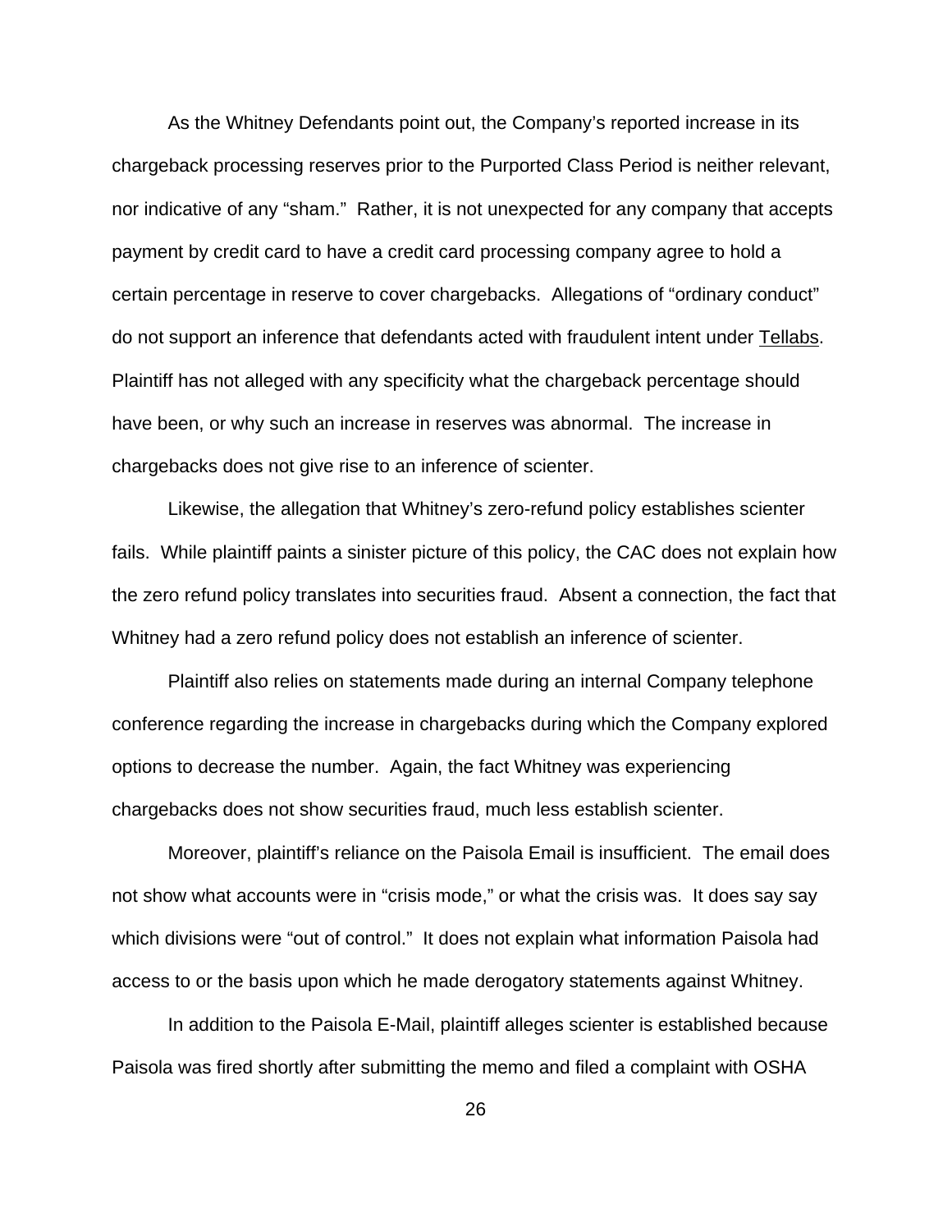As the Whitney Defendants point out, the Company's reported increase in its chargeback processing reserves prior to the Purported Class Period is neither relevant, nor indicative of any "sham." Rather, it is not unexpected for any company that accepts payment by credit card to have a credit card processing company agree to hold a certain percentage in reserve to cover chargebacks. Allegations of "ordinary conduct" do not support an inference that defendants acted with fraudulent intent under Tellabs. Plaintiff has not alleged with any specificity what the chargeback percentage should have been, or why such an increase in reserves was abnormal. The increase in chargebacks does not give rise to an inference of scienter.

Likewise, the allegation that Whitney's zero-refund policy establishes scienter fails. While plaintiff paints a sinister picture of this policy, the CAC does not explain how the zero refund policy translates into securities fraud. Absent a connection, the fact that Whitney had a zero refund policy does not establish an inference of scienter.

Plaintiff also relies on statements made during an internal Company telephone conference regarding the increase in chargebacks during which the Company explored options to decrease the number. Again, the fact Whitney was experiencing chargebacks does not show securities fraud, much less establish scienter.

Moreover, plaintiff's reliance on the Paisola Email is insufficient. The email does not show what accounts were in "crisis mode," or what the crisis was. It does say say which divisions were "out of control." It does not explain what information Paisola had access to or the basis upon which he made derogatory statements against Whitney.

In addition to the Paisola E-Mail, plaintiff alleges scienter is established because Paisola was fired shortly after submitting the memo and filed a complaint with OSHA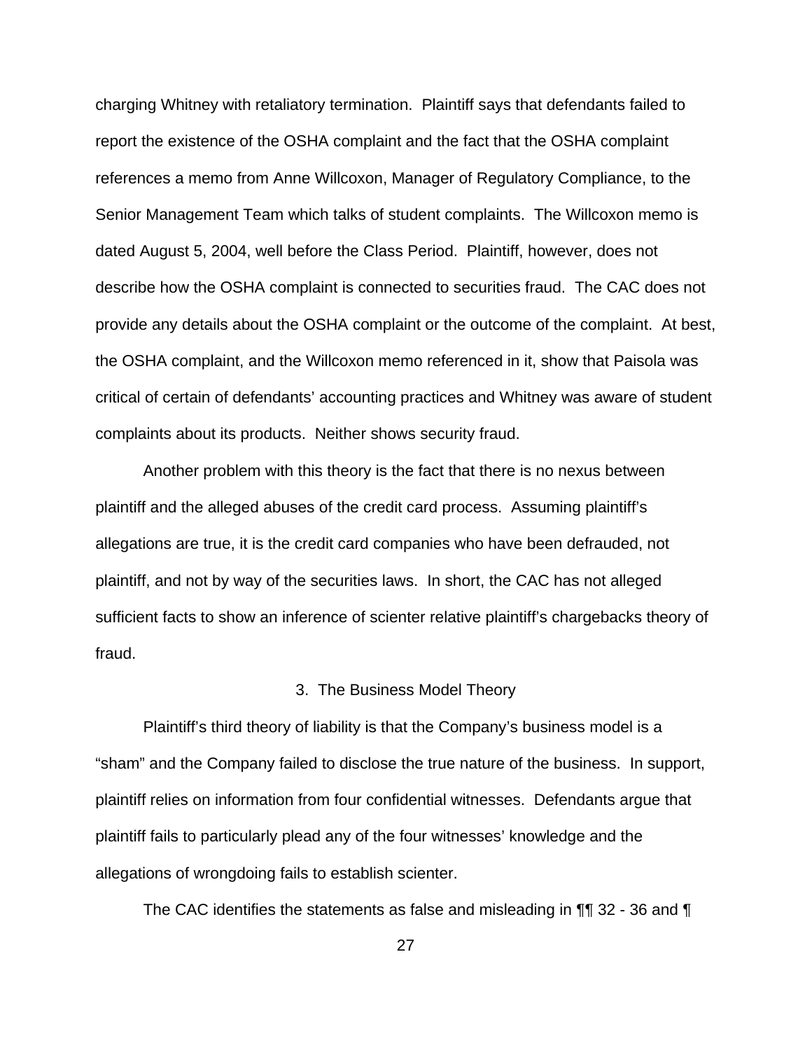charging Whitney with retaliatory termination. Plaintiff says that defendants failed to report the existence of the OSHA complaint and the fact that the OSHA complaint references a memo from Anne Willcoxon, Manager of Regulatory Compliance, to the Senior Management Team which talks of student complaints. The Willcoxon memo is dated August 5, 2004, well before the Class Period. Plaintiff, however, does not describe how the OSHA complaint is connected to securities fraud. The CAC does not provide any details about the OSHA complaint or the outcome of the complaint. At best, the OSHA complaint, and the Willcoxon memo referenced in it, show that Paisola was critical of certain of defendants' accounting practices and Whitney was aware of student complaints about its products. Neither shows security fraud.

Another problem with this theory is the fact that there is no nexus between plaintiff and the alleged abuses of the credit card process. Assuming plaintiff's allegations are true, it is the credit card companies who have been defrauded, not plaintiff, and not by way of the securities laws. In short, the CAC has not alleged sufficient facts to show an inference of scienter relative plaintiff's chargebacks theory of fraud.

### 3. The Business Model Theory

Plaintiff's third theory of liability is that the Company's business model is a "sham" and the Company failed to disclose the true nature of the business. In support, plaintiff relies on information from four confidential witnesses. Defendants argue that plaintiff fails to particularly plead any of the four witnesses' knowledge and the allegations of wrongdoing fails to establish scienter.

The CAC identifies the statements as false and misleading in ¶¶ 32 - 36 and ¶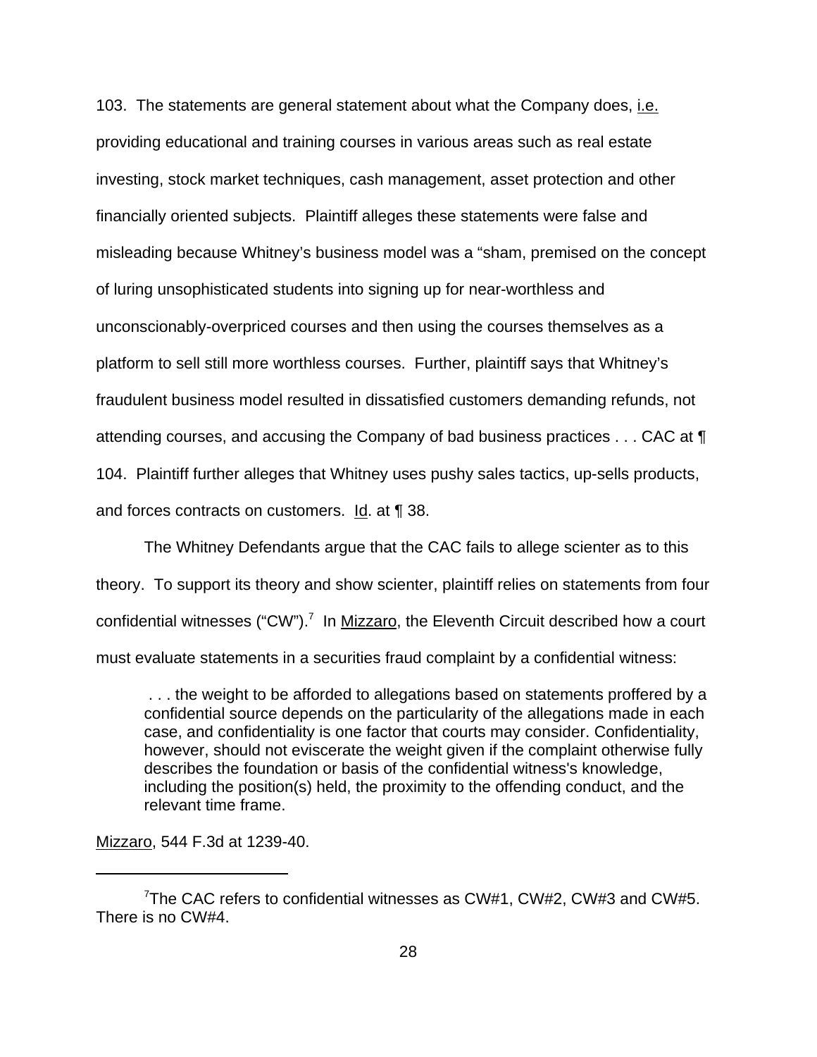103. The statements are general statement about what the Company does, i.e. providing educational and training courses in various areas such as real estate investing, stock market techniques, cash management, asset protection and other financially oriented subjects. Plaintiff alleges these statements were false and misleading because Whitney's business model was a "sham, premised on the concept of luring unsophisticated students into signing up for near-worthless and unconscionably-overpriced courses and then using the courses themselves as a platform to sell still more worthless courses. Further, plaintiff says that Whitney's fraudulent business model resulted in dissatisfied customers demanding refunds, not attending courses, and accusing the Company of bad business practices . . . CAC at ¶ 104. Plaintiff further alleges that Whitney uses pushy sales tactics, up-sells products, and forces contracts on customers. Id. at ¶ 38.

The Whitney Defendants argue that the CAC fails to allege scienter as to this theory. To support its theory and show scienter, plaintiff relies on statements from four confidential witnesses ("CW").[7] In Mizzaro, the Eleventh Circuit described how a court must evaluate statements in a securities fraud complaint by a confidential witness:

> . . . the weight to be afforded to allegations based on statements proffered by a confidential source depends on the particularity of the allegations made in each case, and confidentiality is one factor that courts may consider. Confidentiality, however, should not eviscerate the weight given if the complaint otherwise fully describes the foundation or basis of the confidential witness's knowledge, including the position(s) held, the proximity to the offending conduct, and the relevant time frame.

Mizzaro, 544 F.3d at 1239-40.

[7] The CAC refers to confidential witnesses as CW#1, CW#2, CW#3 and CW#5. There is no CW#4.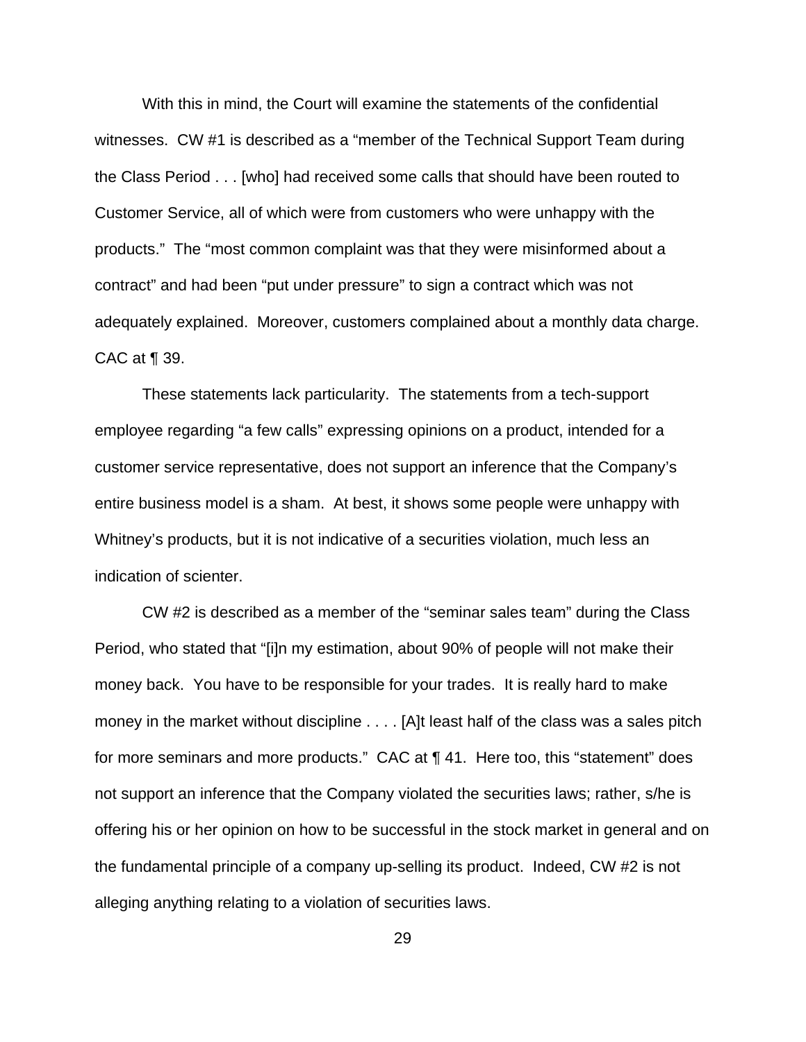With this in mind, the Court will examine the statements of the confidential witnesses. CW #1 is described as a "member of the Technical Support Team during the Class Period . . . [who] had received some calls that should have been routed to Customer Service, all of which were from customers who were unhappy with the products." The "most common complaint was that they were misinformed about a contract" and had been "put under pressure" to sign a contract which was not adequately explained. Moreover, customers complained about a monthly data charge. CAC at ¶ 39.

These statements lack particularity. The statements from a tech-support employee regarding "a few calls" expressing opinions on a product, intended for a customer service representative, does not support an inference that the Company's entire business model is a sham. At best, it shows some people were unhappy with Whitney's products, but it is not indicative of a securities violation, much less an indication of scienter.

CW #2 is described as a member of the "seminar sales team" during the Class Period, who stated that "[i]n my estimation, about 90% of people will not make their money back. You have to be responsible for your trades. It is really hard to make money in the market without discipline . . . . [A]t least half of the class was a sales pitch for more seminars and more products." CAC at ¶ 41. Here too, this "statement" does not support an inference that the Company violated the securities laws; rather, s/he is offering his or her opinion on how to be successful in the stock market in general and on the fundamental principle of a company up-selling its product. Indeed, CW #2 is not alleging anything relating to a violation of securities laws.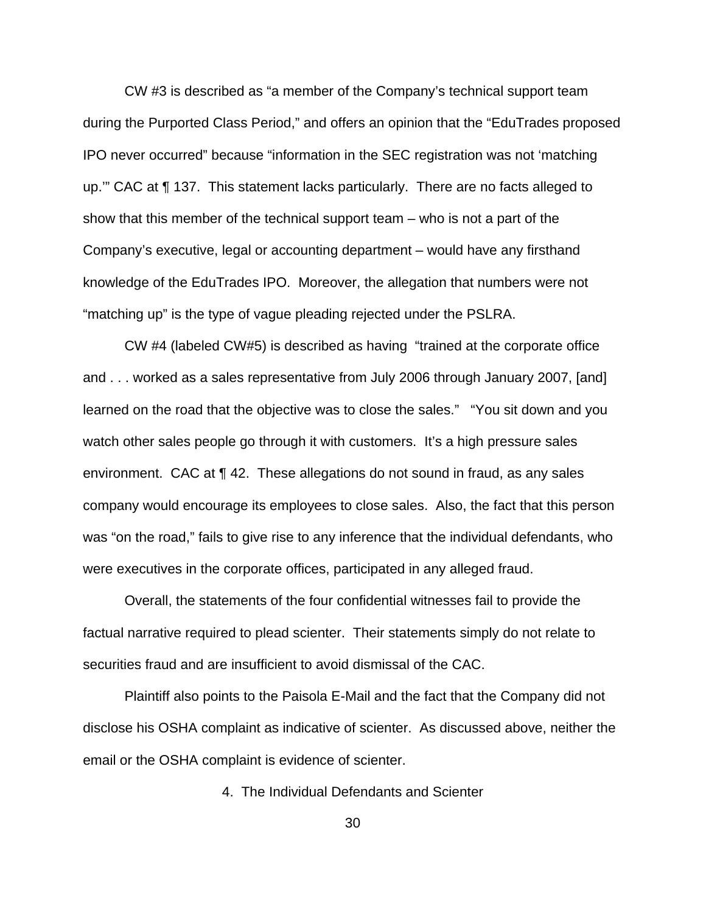CW #3 is described as "a member of the Company's technical support team during the Purported Class Period," and offers an opinion that the "EduTrades proposed IPO never occurred" because "information in the SEC registration was not 'matching up.'" CAC at ¶ 137. This statement lacks particularly. There are no facts alleged to show that this member of the technical support team – who is not a part of the Company's executive, legal or accounting department – would have any firsthand knowledge of the EduTrades IPO. Moreover, the allegation that numbers were not "matching up" is the type of vague pleading rejected under the PSLRA.

CW #4 (labeled CW#5) is described as having "trained at the corporate office and . . . worked as a sales representative from July 2006 through January 2007, [and] learned on the road that the objective was to close the sales." "You sit down and you watch other sales people go through it with customers. It's a high pressure sales environment. CAC at ¶ 42. These allegations do not sound in fraud, as any sales company would encourage its employees to close sales. Also, the fact that this person was "on the road," fails to give rise to any inference that the individual defendants, who were executives in the corporate offices, participated in any alleged fraud.

Overall, the statements of the four confidential witnesses fail to provide the factual narrative required to plead scienter. Their statements simply do not relate to securities fraud and are insufficient to avoid dismissal of the CAC.

Plaintiff also points to the Paisola E-Mail and the fact that the Company did not disclose his OSHA complaint as indicative of scienter. As discussed above, neither the email or the OSHA complaint is evidence of scienter.

4. The Individual Defendants and Scienter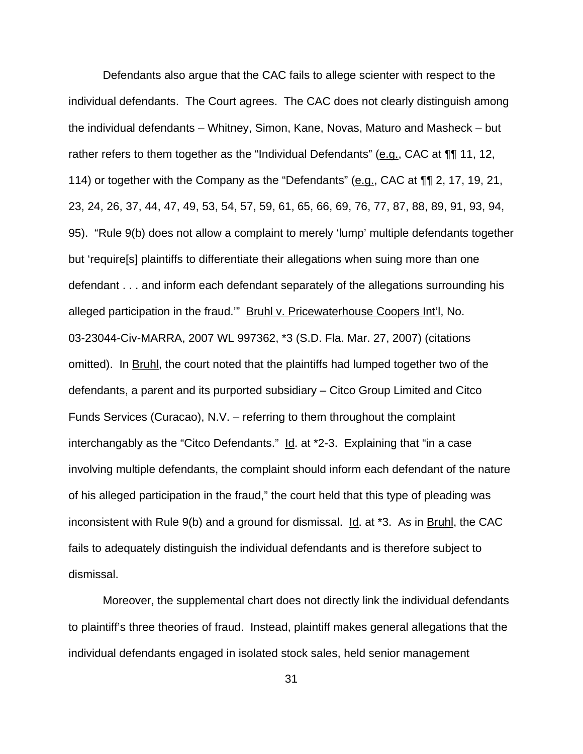Defendants also argue that the CAC fails to allege scienter with respect to the individual defendants. The Court agrees. The CAC does not clearly distinguish among the individual defendants – Whitney, Simon, Kane, Novas, Maturo and Masheck – but rather refers to them together as the "Individual Defendants" (e.g., CAC at ¶¶ 11, 12, 114) or together with the Company as the "Defendants" (e.g., CAC at ¶¶ 2, 17, 19, 21, 23, 24, 26, 37, 44, 47, 49, 53, 54, 57, 59, 61, 65, 66, 69, 76, 77, 87, 88, 89, 91, 93, 94, 95). "Rule 9(b) does not allow a complaint to merely 'lump' multiple defendants together but 'require[s] plaintiffs to differentiate their allegations when suing more than one defendant . . . and inform each defendant separately of the allegations surrounding his alleged participation in the fraud.'" Bruhl v. Pricewaterhouse Coopers Int'l, No. 03-23044-Civ-MARRA, 2007 WL 997362, *3 (S.D. Fla. Mar. 27, 2007) (citations omitted). In Bruhl, the court noted that the plaintiffs had lumped together two of the defendants, a parent and its purported subsidiary – Citco Group Limited and Citco Funds Services (Curacao), N.V. – referring to them throughout the complaint interchangably as the "Citco Defendants." Id. at *2-3. Explaining that "in a case involving multiple defendants, the complaint should inform each defendant of the nature of his alleged participation in the fraud," the court held that this type of pleading was inconsistent with Rule 9(b) and a ground for dismissal. Id. at *3. As in Bruhl, the CAC fails to adequately distinguish the individual defendants and is therefore subject to dismissal.

Moreover, the supplemental chart does not directly link the individual defendants to plaintiff's three theories of fraud. Instead, plaintiff makes general allegations that the individual defendants engaged in isolated stock sales, held senior management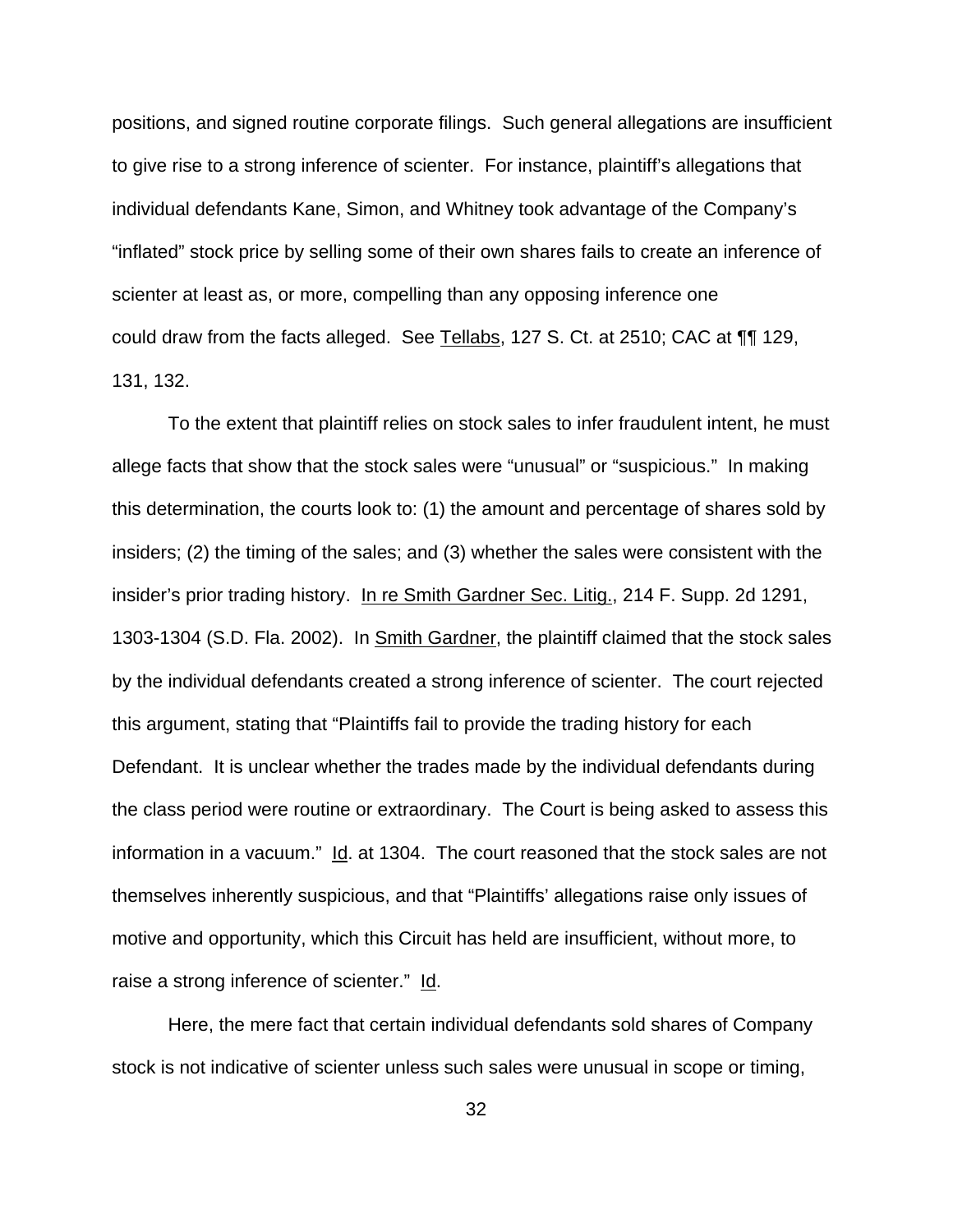positions, and signed routine corporate filings. Such general allegations are insufficient to give rise to a strong inference of scienter. For instance, plaintiff's allegations that individual defendants Kane, Simon, and Whitney took advantage of the Company's "inflated" stock price by selling some of their own shares fails to create an inference of scienter at least as, or more, compelling than any opposing inference one could draw from the facts alleged. See Tellabs, 127 S. Ct. at 2510; CAC at ¶¶ 129, 131, 132.

To the extent that plaintiff relies on stock sales to infer fraudulent intent, he must allege facts that show that the stock sales were "unusual" or "suspicious." In making this determination, the courts look to: (1) the amount and percentage of shares sold by insiders; (2) the timing of the sales; and (3) whether the sales were consistent with the insider's prior trading history. In re Smith Gardner Sec. Litig., 214 F. Supp. 2d 1291, 1303-1304 (S.D. Fla. 2002). In Smith Gardner, the plaintiff claimed that the stock sales by the individual defendants created a strong inference of scienter. The court rejected this argument, stating that "Plaintiffs fail to provide the trading history for each Defendant. It is unclear whether the trades made by the individual defendants during the class period were routine or extraordinary. The Court is being asked to assess this information in a vacuum." Id. at 1304. The court reasoned that the stock sales are not themselves inherently suspicious, and that "Plaintiffs' allegations raise only issues of motive and opportunity, which this Circuit has held are insufficient, without more, to raise a strong inference of scienter." Id.

Here, the mere fact that certain individual defendants sold shares of Company stock is not indicative of scienter unless such sales were unusual in scope or timing,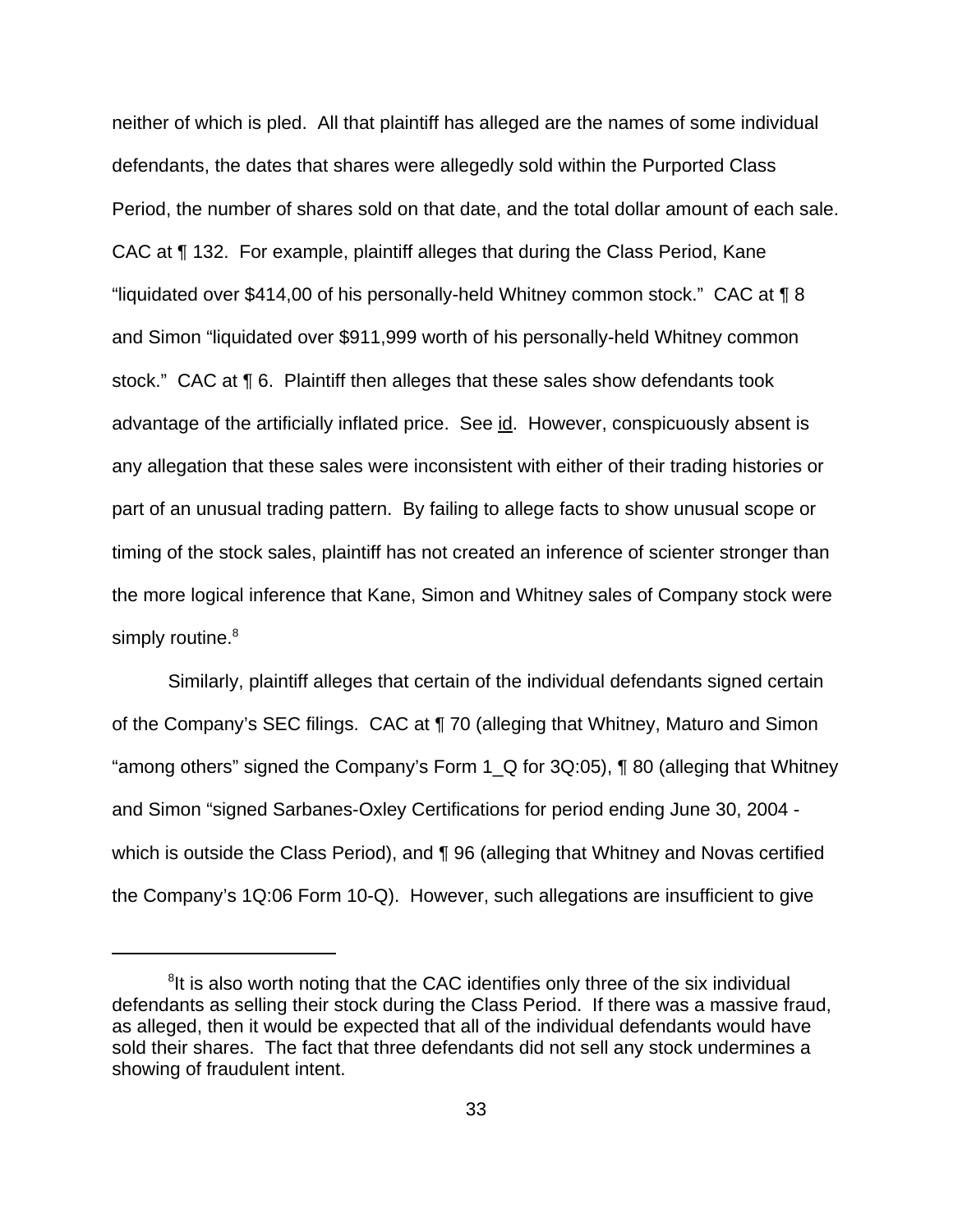neither of which is pled. All that plaintiff has alleged are the names of some individual defendants, the dates that shares were allegedly sold within the Purported Class Period, the number of shares sold on that date, and the total dollar amount of each sale. CAC at ¶ 132. For example, plaintiff alleges that during the Class Period, Kane "liquidated over $414,00 of his personally-held Whitney common stock." CAC at ¶ 8 and Simon "liquidated over $911,999 worth of his personally-held Whitney common stock." CAC at ¶ 6. Plaintiff then alleges that these sales show defendants took advantage of the artificially inflated price. See id. However, conspicuously absent is any allegation that these sales were inconsistent with either of their trading histories or part of an unusual trading pattern. By failing to allege facts to show unusual scope or timing of the stock sales, plaintiff has not created an inference of scienter stronger than the more logical inference that Kane, Simon and Whitney sales of Company stock were simply routine.[8]

Similarly, plaintiff alleges that certain of the individual defendants signed certain of the Company's SEC filings. CAC at ¶ 70 (alleging that Whitney, Maturo and Simon "among others" signed the Company's Form 1_Q for 3Q:05), ¶ 80 (alleging that Whitney and Simon "signed Sarbanes-Oxley Certifications for period ending June 30, 2004 - which is outside the Class Period), and ¶ 96 (alleging that Whitney and Novas certified the Company's 1Q:06 Form 10-Q). However, such allegations are insufficient to give

---

[8]It is also worth noting that the CAC identifies only three of the six individual defendants as selling their stock during the Class Period. If there was a massive fraud, as alleged, then it would be expected that all of the individual defendants would have sold their shares. The fact that three defendants did not sell any stock undermines a showing of fraudulent intent.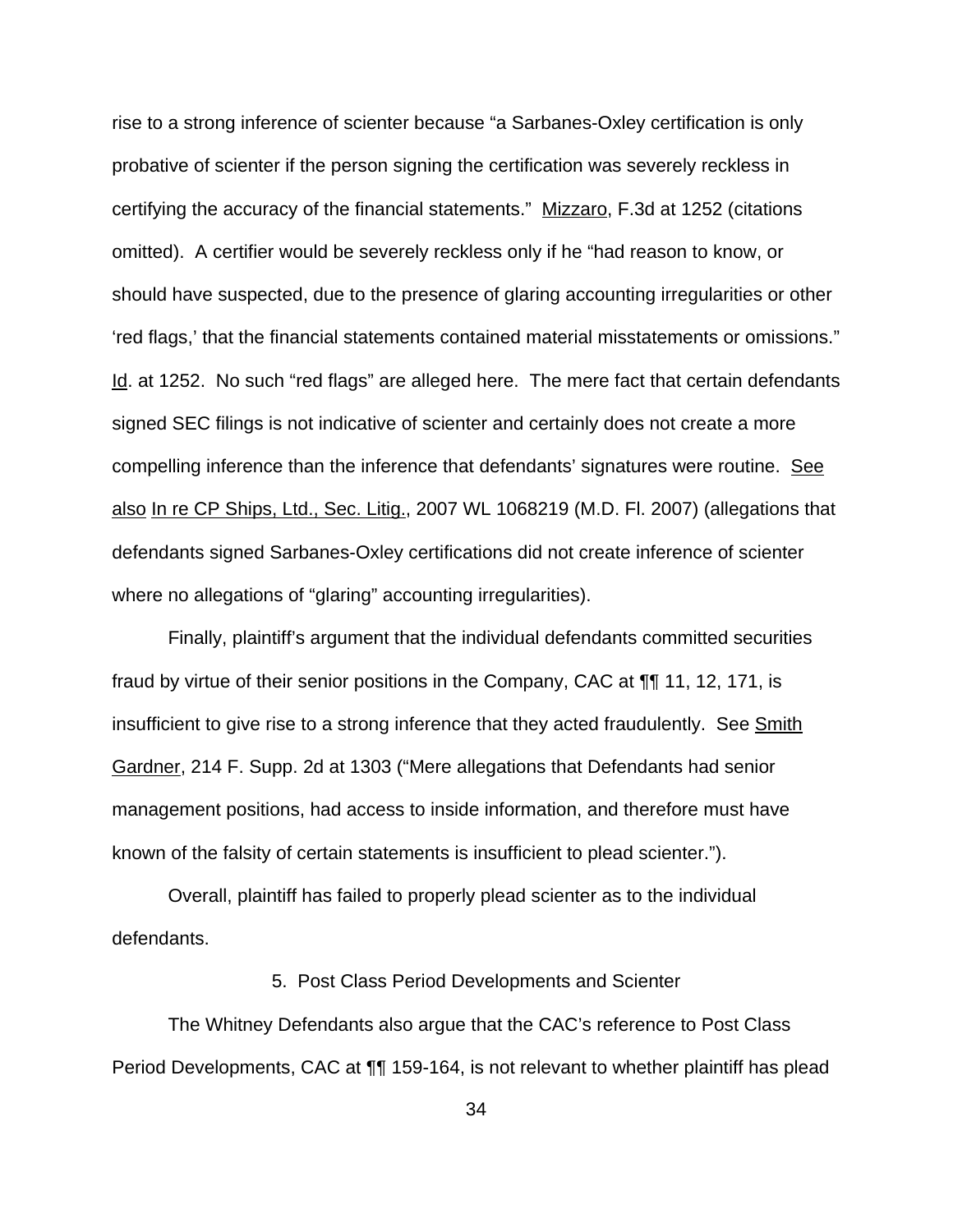rise to a strong inference of scienter because "a Sarbanes-Oxley certification is only probative of scienter if the person signing the certification was severely reckless in certifying the accuracy of the financial statements." Mizzaro, F.3d at 1252 (citations omitted). A certifier would be severely reckless only if he "had reason to know, or should have suspected, due to the presence of glaring accounting irregularities or other 'red flags,' that the financial statements contained material misstatements or omissions." Id. at 1252. No such "red flags" are alleged here. The mere fact that certain defendants signed SEC filings is not indicative of scienter and certainly does not create a more compelling inference than the inference that defendants' signatures were routine. See also In re CP Ships, Ltd., Sec. Litig., 2007 WL 1068219 (M.D. Fl. 2007) (allegations that defendants signed Sarbanes-Oxley certifications did not create inference of scienter where no allegations of "glaring" accounting irregularities).

Finally, plaintiff's argument that the individual defendants committed securities fraud by virtue of their senior positions in the Company, CAC at ¶¶ 11, 12, 171, is insufficient to give rise to a strong inference that they acted fraudulently. See Smith Gardner, 214 F. Supp. 2d at 1303 ("Mere allegations that Defendants had senior management positions, had access to inside information, and therefore must have known of the falsity of certain statements is insufficient to plead scienter.").

Overall, plaintiff has failed to properly plead scienter as to the individual defendants.

5. Post Class Period Developments and Scienter

The Whitney Defendants also argue that the CAC's reference to Post Class Period Developments, CAC at ¶¶ 159-164, is not relevant to whether plaintiff has plead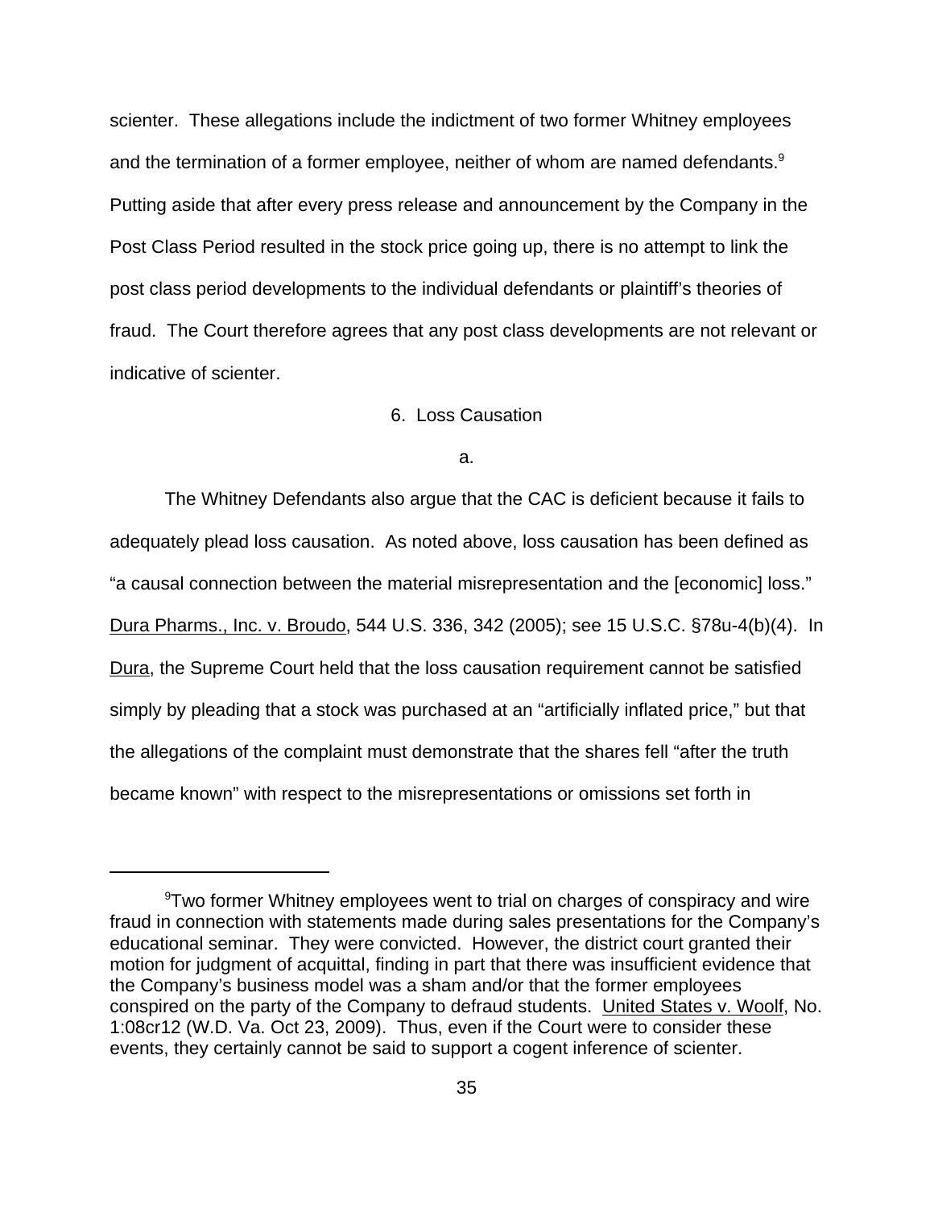scienter. These allegations include the indictment of two former Whitney employees and the termination of a former employee, neither of whom are named defendants.[9] Putting aside that after every press release and announcement by the Company in the Post Class Period resulted in the stock price going up, there is no attempt to link the post class period developments to the individual defendants or plaintiff's theories of fraud. The Court therefore agrees that any post class developments are not relevant or indicative of scienter.

6. Loss Causation

a.

The Whitney Defendants also argue that the CAC is deficient because it fails to adequately plead loss causation. As noted above, loss causation has been defined as "a causal connection between the material misrepresentation and the [economic] loss." Dura Pharms., Inc. v. Broudo, 544 U.S. 336, 342 (2005); see 15 U.S.C. §78u-4(b)(4). In Dura, the Supreme Court held that the loss causation requirement cannot be satisfied simply by pleading that a stock was purchased at an "artificially inflated price," but that the allegations of the complaint must demonstrate that the shares fell "after the truth became known" with respect to the misrepresentations or omissions set forth in

---

[9]Two former Whitney employees went to trial on charges of conspiracy and wire fraud in connection with statements made during sales presentations for the Company's educational seminar. They were convicted. However, the district court granted their motion for judgment of acquittal, finding in part that there was insufficient evidence that the Company's business model was a sham and/or that the former employees conspired on the party of the Company to defraud students. United States v. Woolf, No. 1:08cr12 (W.D. Va. Oct 23, 2009). Thus, even if the Court were to consider these events, they certainly cannot be said to support a cogent inference of scienter.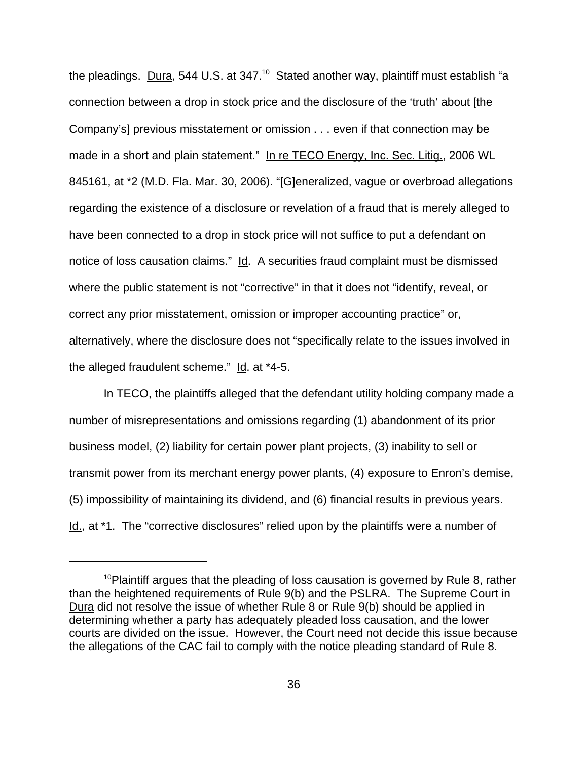the pleadings. Dura, 544 U.S. at 347.[10] Stated another way, plaintiff must establish "a connection between a drop in stock price and the disclosure of the 'truth' about [the Company's] previous misstatement or omission . . . even if that connection may be made in a short and plain statement." In re TECO Energy, Inc. Sec. Litig., 2006 WL 845161, at *2 (M.D. Fla. Mar. 30, 2006). "[G]eneralized, vague or overbroad allegations regarding the existence of a disclosure or revelation of a fraud that is merely alleged to have been connected to a drop in stock price will not suffice to put a defendant on notice of loss causation claims." Id. A securities fraud complaint must be dismissed where the public statement is not "corrective" in that it does not "identify, reveal, or correct any prior misstatement, omission or improper accounting practice" or, alternatively, where the disclosure does not "specifically relate to the issues involved in the alleged fraudulent scheme." Id. at *4-5.

In TECO, the plaintiffs alleged that the defendant utility holding company made a number of misrepresentations and omissions regarding (1) abandonment of its prior business model, (2) liability for certain power plant projects, (3) inability to sell or transmit power from its merchant energy power plants, (4) exposure to Enron's demise, (5) impossibility of maintaining its dividend, and (6) financial results in previous years. Id., at *1. The "corrective disclosures" relied upon by the plaintiffs were a number of

[10] Plaintiff argues that the pleading of loss causation is governed by Rule 8, rather than the heightened requirements of Rule 9(b) and the PSLRA. The Supreme Court in Dura did not resolve the issue of whether Rule 8 or Rule 9(b) should be applied in determining whether a party has adequately pleaded loss causation, and the lower courts are divided on the issue. However, the Court need not decide this issue because the allegations of the CAC fail to comply with the notice pleading standard of Rule 8.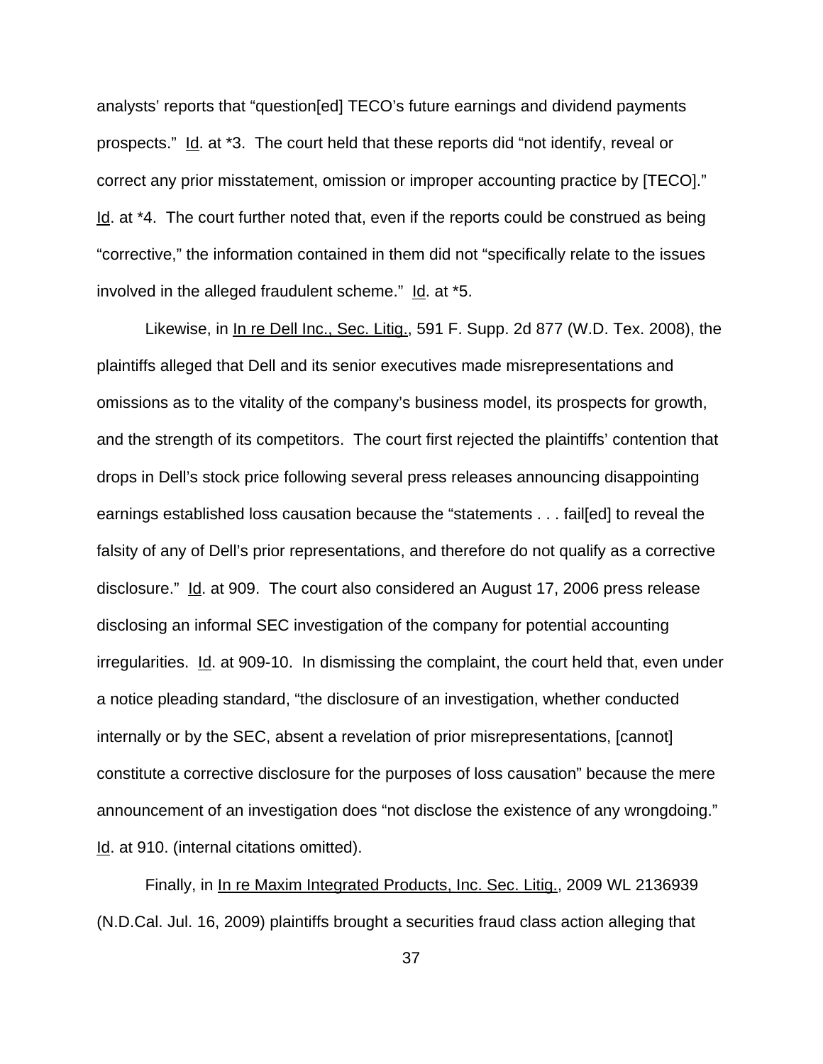analysts' reports that "question[ed] TECO's future earnings and dividend payments prospects." Id. at *3. The court held that these reports did "not identify, reveal or correct any prior misstatement, omission or improper accounting practice by [TECO]." Id. at *4. The court further noted that, even if the reports could be construed as being "corrective," the information contained in them did not "specifically relate to the issues involved in the alleged fraudulent scheme." Id. at *5.

Likewise, in In re Dell Inc., Sec. Litig., 591 F. Supp. 2d 877 (W.D. Tex. 2008), the plaintiffs alleged that Dell and its senior executives made misrepresentations and omissions as to the vitality of the company's business model, its prospects for growth, and the strength of its competitors. The court first rejected the plaintiffs' contention that drops in Dell's stock price following several press releases announcing disappointing earnings established loss causation because the "statements . . . fail[ed] to reveal the falsity of any of Dell's prior representations, and therefore do not qualify as a corrective disclosure." Id. at 909. The court also considered an August 17, 2006 press release disclosing an informal SEC investigation of the company for potential accounting irregularities. Id. at 909-10. In dismissing the complaint, the court held that, even under a notice pleading standard, "the disclosure of an investigation, whether conducted internally or by the SEC, absent a revelation of prior misrepresentations, [cannot] constitute a corrective disclosure for the purposes of loss causation" because the mere announcement of an investigation does "not disclose the existence of any wrongdoing." Id. at 910. (internal citations omitted).

Finally, in In re Maxim Integrated Products, Inc. Sec. Litig., 2009 WL 2136939 (N.D.Cal. Jul. 16, 2009) plaintiffs brought a securities fraud class action alleging that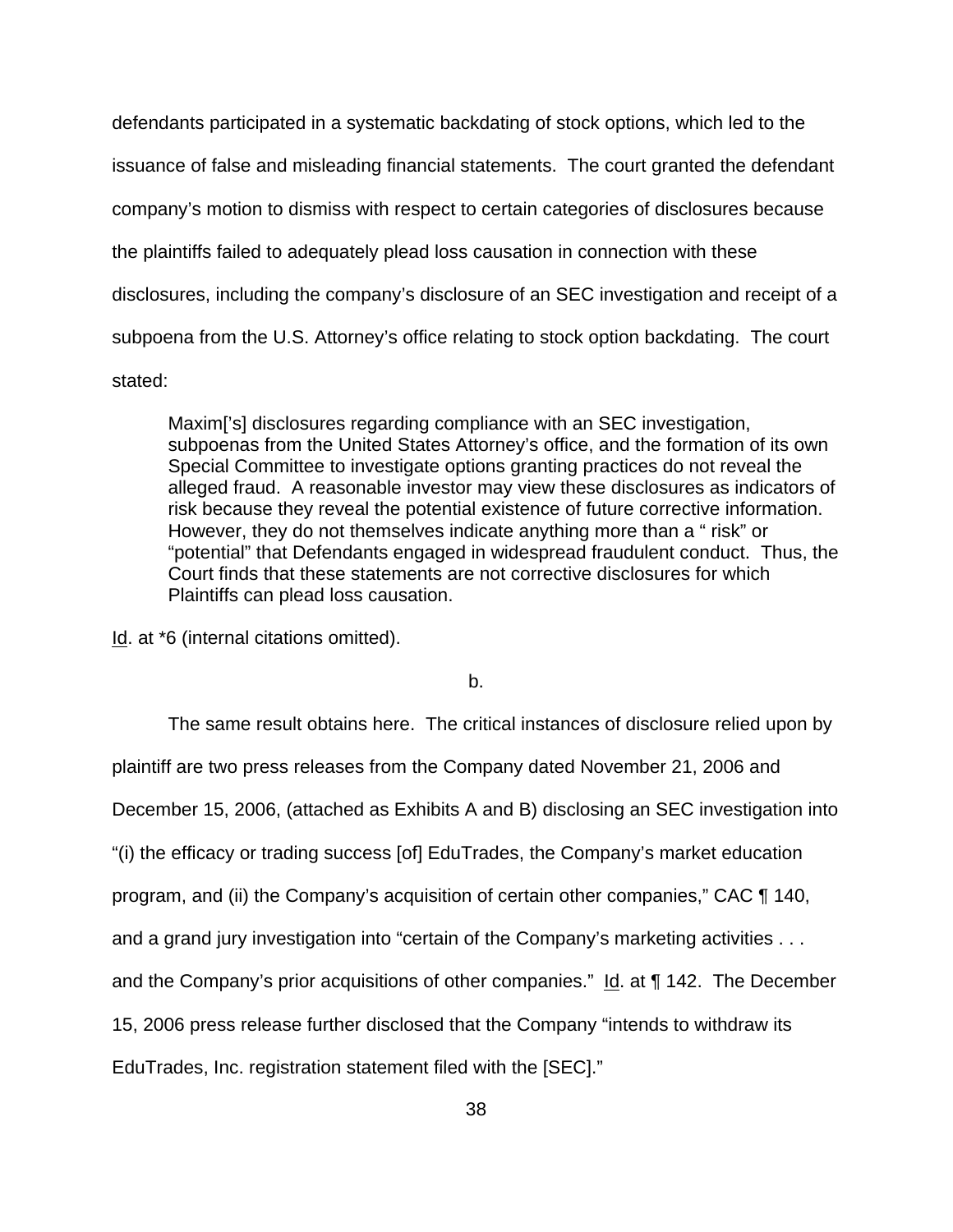defendants participated in a systematic backdating of stock options, which led to the issuance of false and misleading financial statements. The court granted the defendant company's motion to dismiss with respect to certain categories of disclosures because the plaintiffs failed to adequately plead loss causation in connection with these disclosures, including the company's disclosure of an SEC investigation and receipt of a subpoena from the U.S. Attorney's office relating to stock option backdating. The court stated:

> Maxim['s] disclosures regarding compliance with an SEC investigation, subpoenas from the United States Attorney's office, and the formation of its own Special Committee to investigate options granting practices do not reveal the alleged fraud. A reasonable investor may view these disclosures as indicators of risk because they reveal the potential existence of future corrective information. However, they do not themselves indicate anything more than a " risk" or "potential" that Defendants engaged in widespread fraudulent conduct. Thus, the Court finds that these statements are not corrective disclosures for which Plaintiffs can plead loss causation.

Id. at *6 (internal citations omitted).

b.

The same result obtains here. The critical instances of disclosure relied upon by plaintiff are two press releases from the Company dated November 21, 2006 and December 15, 2006, (attached as Exhibits A and B) disclosing an SEC investigation into "(i) the efficacy or trading success [of] EduTrades, the Company's market education program, and (ii) the Company's acquisition of certain other companies," CAC ¶ 140, and a grand jury investigation into "certain of the Company's marketing activities . . . and the Company's prior acquisitions of other companies." Id. at ¶ 142. The December 15, 2006 press release further disclosed that the Company "intends to withdraw its EduTrades, Inc. registration statement filed with the [SEC]."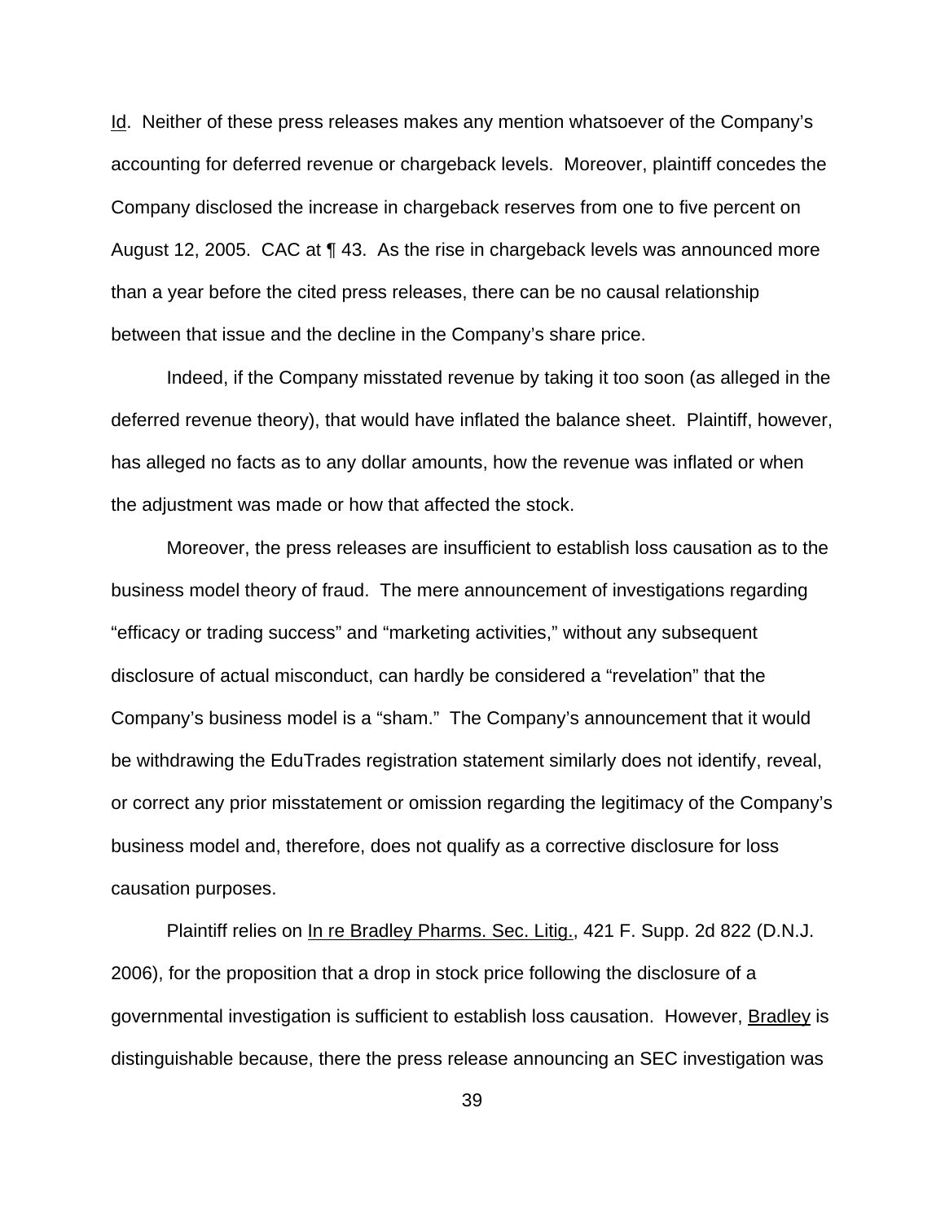Id. Neither of these press releases makes any mention whatsoever of the Company's accounting for deferred revenue or chargeback levels. Moreover, plaintiff concedes the Company disclosed the increase in chargeback reserves from one to five percent on August 12, 2005. CAC at ¶ 43. As the rise in chargeback levels was announced more than a year before the cited press releases, there can be no causal relationship between that issue and the decline in the Company's share price.

Indeed, if the Company misstated revenue by taking it too soon (as alleged in the deferred revenue theory), that would have inflated the balance sheet. Plaintiff, however, has alleged no facts as to any dollar amounts, how the revenue was inflated or when the adjustment was made or how that affected the stock.

Moreover, the press releases are insufficient to establish loss causation as to the business model theory of fraud. The mere announcement of investigations regarding "efficacy or trading success" and "marketing activities," without any subsequent disclosure of actual misconduct, can hardly be considered a "revelation" that the Company's business model is a "sham." The Company's announcement that it would be withdrawing the EduTrades registration statement similarly does not identify, reveal, or correct any prior misstatement or omission regarding the legitimacy of the Company's business model and, therefore, does not qualify as a corrective disclosure for loss causation purposes.

Plaintiff relies on In re Bradley Pharms. Sec. Litig., 421 F. Supp. 2d 822 (D.N.J. 2006), for the proposition that a drop in stock price following the disclosure of a governmental investigation is sufficient to establish loss causation. However, Bradley is distinguishable because, there the press release announcing an SEC investigation was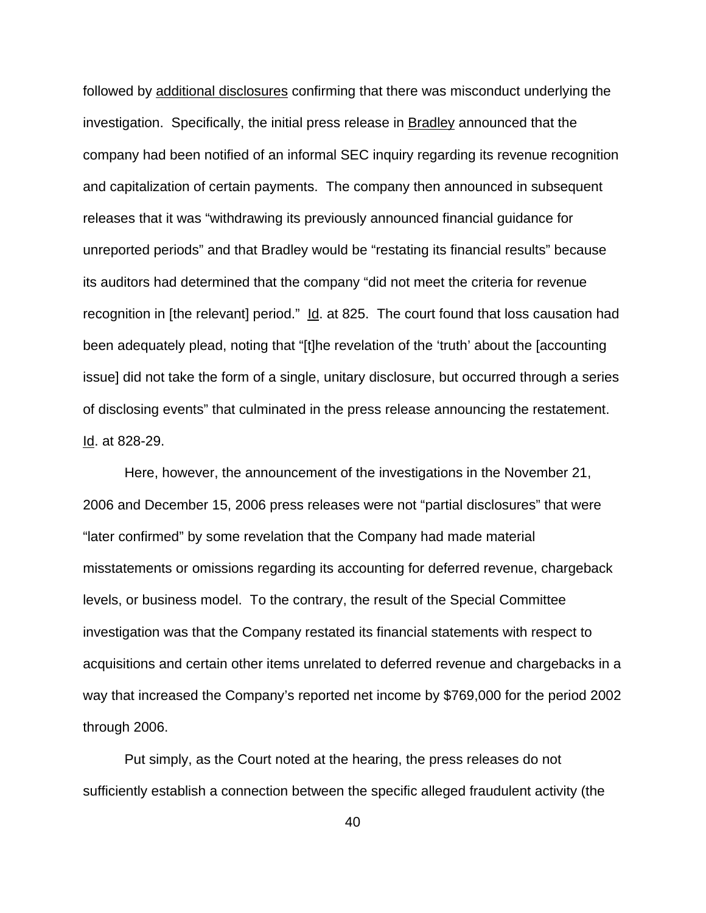followed by additional disclosures confirming that there was misconduct underlying the investigation. Specifically, the initial press release in Bradley announced that the company had been notified of an informal SEC inquiry regarding its revenue recognition and capitalization of certain payments. The company then announced in subsequent releases that it was "withdrawing its previously announced financial guidance for unreported periods" and that Bradley would be "restating its financial results" because its auditors had determined that the company "did not meet the criteria for revenue recognition in [the relevant] period." Id. at 825. The court found that loss causation had been adequately plead, noting that "[t]he revelation of the 'truth' about the [accounting issue] did not take the form of a single, unitary disclosure, but occurred through a series of disclosing events" that culminated in the press release announcing the restatement. Id. at 828-29.

Here, however, the announcement of the investigations in the November 21, 2006 and December 15, 2006 press releases were not "partial disclosures" that were "later confirmed" by some revelation that the Company had made material misstatements or omissions regarding its accounting for deferred revenue, chargeback levels, or business model. To the contrary, the result of the Special Committee investigation was that the Company restated its financial statements with respect to acquisitions and certain other items unrelated to deferred revenue and chargebacks in a way that increased the Company's reported net income by $769,000 for the period 2002 through 2006.

Put simply, as the Court noted at the hearing, the press releases do not sufficiently establish a connection between the specific alleged fraudulent activity (the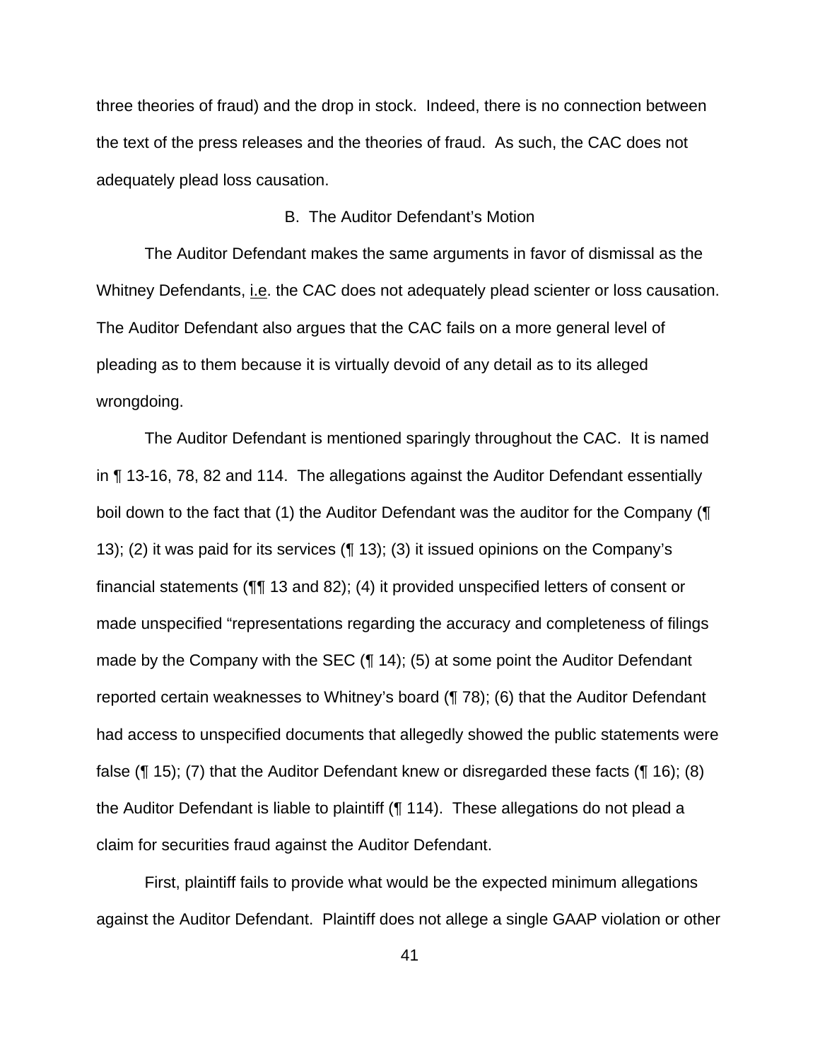three theories of fraud) and the drop in stock. Indeed, there is no connection between the text of the press releases and the theories of fraud. As such, the CAC does not adequately plead loss causation.

### B. The Auditor Defendant's Motion

The Auditor Defendant makes the same arguments in favor of dismissal as the Whitney Defendants, i.e. the CAC does not adequately plead scienter or loss causation. The Auditor Defendant also argues that the CAC fails on a more general level of pleading as to them because it is virtually devoid of any detail as to its alleged wrongdoing.

The Auditor Defendant is mentioned sparingly throughout the CAC. It is named in ¶ 13-16, 78, 82 and 114. The allegations against the Auditor Defendant essentially boil down to the fact that (1) the Auditor Defendant was the auditor for the Company (¶ 13); (2) it was paid for its services (¶ 13); (3) it issued opinions on the Company's financial statements (¶¶ 13 and 82); (4) it provided unspecified letters of consent or made unspecified "representations regarding the accuracy and completeness of filings made by the Company with the SEC (¶ 14); (5) at some point the Auditor Defendant reported certain weaknesses to Whitney's board (¶ 78); (6) that the Auditor Defendant had access to unspecified documents that allegedly showed the public statements were false (¶ 15); (7) that the Auditor Defendant knew or disregarded these facts (¶ 16); (8) the Auditor Defendant is liable to plaintiff (¶ 114). These allegations do not plead a claim for securities fraud against the Auditor Defendant.

First, plaintiff fails to provide what would be the expected minimum allegations against the Auditor Defendant. Plaintiff does not allege a single GAAP violation or other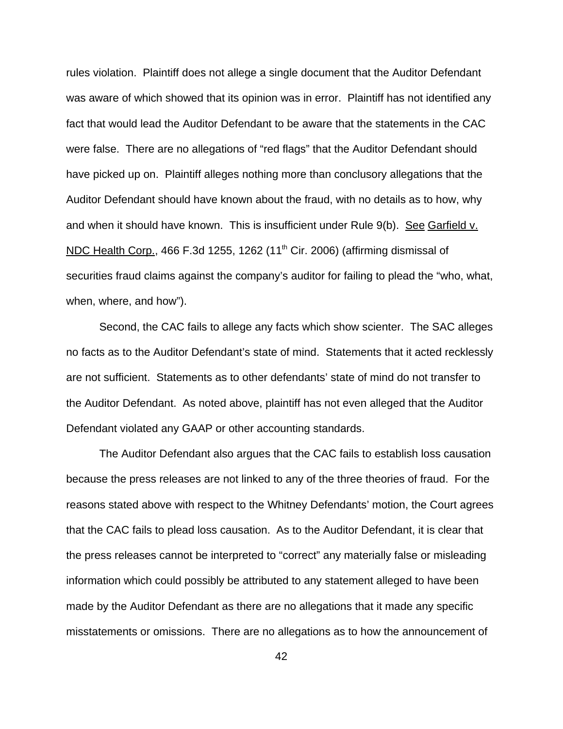rules violation. Plaintiff does not allege a single document that the Auditor Defendant was aware of which showed that its opinion was in error. Plaintiff has not identified any fact that would lead the Auditor Defendant to be aware that the statements in the CAC were false. There are no allegations of "red flags" that the Auditor Defendant should have picked up on. Plaintiff alleges nothing more than conclusory allegations that the Auditor Defendant should have known about the fraud, with no details as to how, why and when it should have known. This is insufficient under Rule 9(b). See Garfield v. NDC Health Corp., 466 F.3d 1255, 1262 (11th Cir. 2006) (affirming dismissal of securities fraud claims against the company's auditor for failing to plead the "who, what, when, where, and how").

Second, the CAC fails to allege any facts which show scienter. The SAC alleges no facts as to the Auditor Defendant's state of mind. Statements that it acted recklessly are not sufficient. Statements as to other defendants' state of mind do not transfer to the Auditor Defendant. As noted above, plaintiff has not even alleged that the Auditor Defendant violated any GAAP or other accounting standards.

The Auditor Defendant also argues that the CAC fails to establish loss causation because the press releases are not linked to any of the three theories of fraud. For the reasons stated above with respect to the Whitney Defendants' motion, the Court agrees that the CAC fails to plead loss causation. As to the Auditor Defendant, it is clear that the press releases cannot be interpreted to "correct" any materially false or misleading information which could possibly be attributed to any statement alleged to have been made by the Auditor Defendant as there are no allegations that it made any specific misstatements or omissions. There are no allegations as to how the announcement of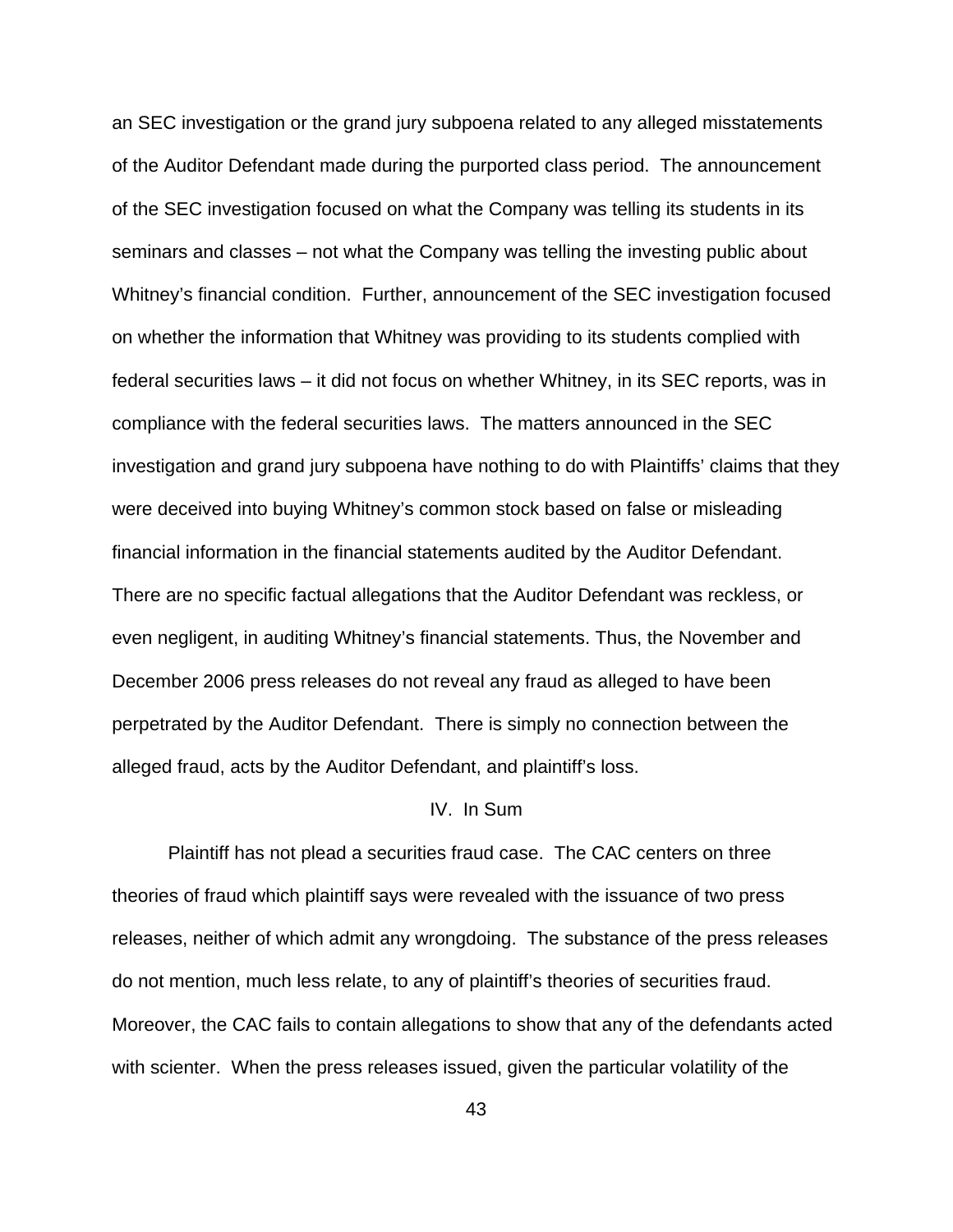an SEC investigation or the grand jury subpoena related to any alleged misstatements of the Auditor Defendant made during the purported class period. The announcement of the SEC investigation focused on what the Company was telling its students in its seminars and classes – not what the Company was telling the investing public about Whitney's financial condition. Further, announcement of the SEC investigation focused on whether the information that Whitney was providing to its students complied with federal securities laws – it did not focus on whether Whitney, in its SEC reports, was in compliance with the federal securities laws. The matters announced in the SEC investigation and grand jury subpoena have nothing to do with Plaintiffs' claims that they were deceived into buying Whitney's common stock based on false or misleading financial information in the financial statements audited by the Auditor Defendant. There are no specific factual allegations that the Auditor Defendant was reckless, or even negligent, in auditing Whitney's financial statements. Thus, the November and December 2006 press releases do not reveal any fraud as alleged to have been perpetrated by the Auditor Defendant. There is simply no connection between the alleged fraud, acts by the Auditor Defendant, and plaintiff's loss.

## IV. In Sum

Plaintiff has not plead a securities fraud case. The CAC centers on three theories of fraud which plaintiff says were revealed with the issuance of two press releases, neither of which admit any wrongdoing. The substance of the press releases do not mention, much less relate, to any of plaintiff's theories of securities fraud. Moreover, the CAC fails to contain allegations to show that any of the defendants acted with scienter. When the press releases issued, given the particular volatility of the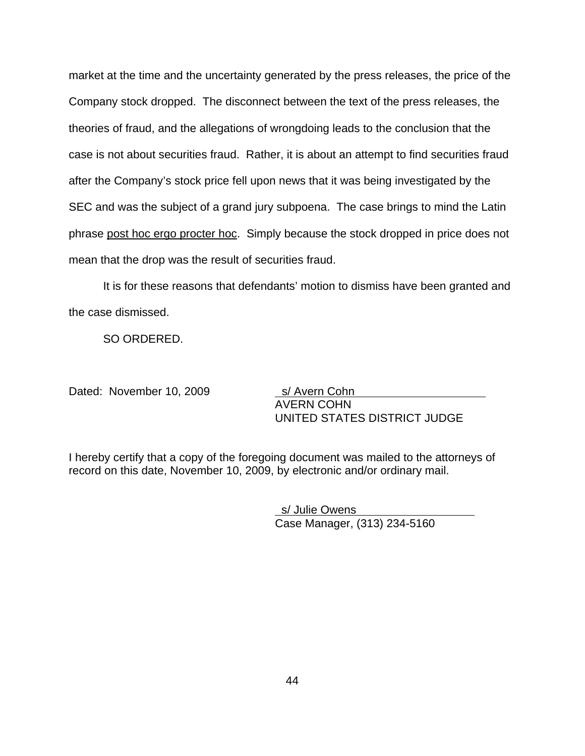market at the time and the uncertainty generated by the press releases, the price of the Company stock dropped. The disconnect between the text of the press releases, the theories of fraud, and the allegations of wrongdoing leads to the conclusion that the case is not about securities fraud. Rather, it is about an attempt to find securities fraud after the Company's stock price fell upon news that it was being investigated by the SEC and was the subject of a grand jury subpoena. The case brings to mind the Latin phrase post hoc ergo procter hoc. Simply because the stock dropped in price does not mean that the drop was the result of securities fraud.

It is for these reasons that defendants' motion to dismiss have been granted and the case dismissed.

SO ORDERED.

Dated: November 10, 2009

s/ Avern Cohn
AVERN COHN
UNITED STATES DISTRICT JUDGE

I hereby certify that a copy of the foregoing document was mailed to the attorneys of record on this date, November 10, 2009, by electronic and/or ordinary mail.

s/ Julie Owens
Case Manager, (313) 234-5160